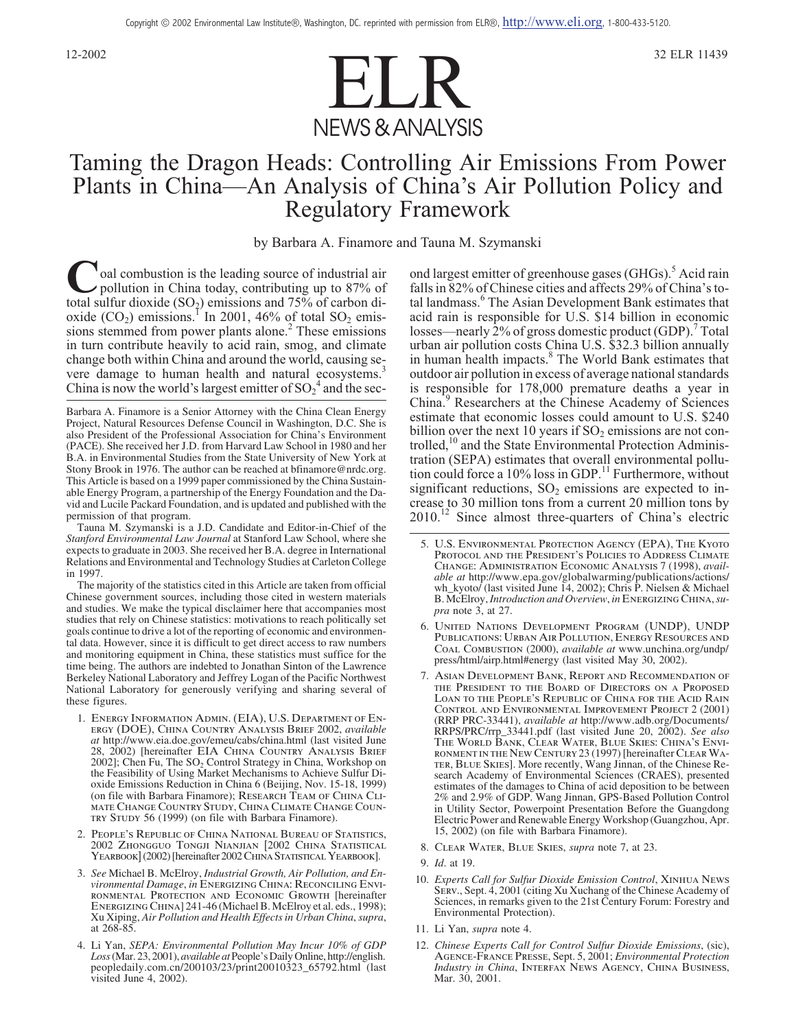Copyright © 2002 Environmental Law Institute®, Washington, DC. reprinted with permission from ELR®, http://www.eli.org, 1-800-433-5120.

# Taming the Dragon Heads: Controlling Air Emissions From Power Plants in China—An Analysis of China's Air Pollution Policy and Regulatory Framework

by Barbara A. Finamore and Tauna M. Szymanski

Coal combustion is the leading source of industrial air pollution in China today, contributing up to 87% of total sulfur dioxide ($SO_2$) emissions and 75% of carbon dioxide ($CO_2$) emissions.[1] In 2001, 46% of total $SO_2$ emissions stemmed from power plants alone.[2] These emissions in turn contribute heavily to acid rain, smog, and climate change both within China and around the world, causing severe damage to human health and natural ecosystems.[3] China is now the world's largest emitter of $SO_2$[4] and the second largest emitter of greenhouse gases (GHGs).[5] Acid rain falls in 82% of Chinese cities and affects 29% of China's total landmass.[6] The Asian Development Bank estimates that acid rain is responsible for U.S. $14 billion in economic losses—nearly 2% of gross domestic product (GDP).[7] Total urban air pollution costs China U.S. $32.3 billion annually in human health impacts.[8] The World Bank estimates that outdoor air pollution in excess of average national standards is responsible for 178,000 premature deaths a year in China.[9] Researchers at the Chinese Academy of Sciences estimate that economic losses could amount to U.S. $240 billion over the next 10 years if $SO_2$ emissions are not controlled,[10] and the State Environmental Protection Administration (SEPA) estimates that overall environmental pollution could force a 10% loss in GDP.[11] Furthermore, without significant reductions, $SO_2$ emissions are expected to increase to 30 million tons from a current 20 million tons by 2010.[12] Since almost three-quarters of China's electric

---

Barbara A. Finamore is a Senior Attorney with the China Clean Energy Project, Natural Resources Defense Council in Washington, D.C. She is also President of the Professional Association for China's Environment (PACE). She received her J.D. from Harvard Law School in 1980 and her B.A. in Environmental Studies from the State University of New York at Stony Brook in 1976. The author can be reached at bfinamore@nrdc.org. This Article is based on a 1999 paper commissioned by the China Sustainable Energy Program, a partnership of the Energy Foundation and the David and Lucile Packard Foundation, and is updated and published with the permission of that program.

Tauna M. Szymanski is a J.D. Candidate and Editor-in-Chief of the *Stanford Environmental Law Journal* at Stanford Law School, where she expects to graduate in 2003. She received her B.A. degree in International Relations and Environmental and Technology Studies at Carleton College in 1997.

The majority of the statistics cited in this Article are taken from official Chinese government sources, including those cited in western materials and studies. We make the typical disclaimer here that accompanies most studies that rely on Chinese statistics: motivations to reach politically set goals continue to drive a lot of the reporting of economic and environmental data. However, since it is difficult to get direct access to raw numbers and monitoring equipment in China, these statistics must suffice for the time being. The authors are indebted to Jonathan Sinton of the Lawrence Berkeley National Laboratory and Jeffrey Logan of the Pacific Northwest National Laboratory for generously verifying and sharing several of these figures.

1. Energy Information Admin. (EIA), U.S. Department of Energy (DOE), China Country Analysis Brief 2002, *available at* http://www.eia.doe.gov/emeu/cabs/china.html (last visited June 28, 2002) [hereinafter EIA China Country Analysis Brief 2002]; Chen Fu, The $SO_2$ Control Strategy in China, Workshop on the Feasibility of Using Market Mechanisms to Achieve Sulfur Dioxide Emissions Reduction in China 6 (Beijing, Nov. 15-18, 1999) (on file with Barbara Finamore); Research Team of China Climate Change Country Study, China Climate Change Country Study 56 (1999) (on file with Barbara Finamore).

2. People's Republic of China National Bureau of Statistics, 2002 Zhongguo Tongji Nianjian [2002 China Statistical Yearbook] (2002) [hereinafter 2002 China Statistical Yearbook].

3. *See* Michael B. McElroy, *Industrial Growth, Air Pollution, and Environmental Damage*, *in* Energizing China: Reconciling Environmental Protection and Economic Growth [hereinafter Energizing China] 241-46 (Michael B. McElroy et al. eds., 1998); Xu Xiping, *Air Pollution and Health Effects in Urban China*, *supra*, at 268-85.

4. Li Yan, *SEPA: Environmental Pollution May Incur 10% of GDP Loss* (Mar. 23, 2001), *available at* People's Daily Online, http://english.peopledaily.com.cn/200103/23/print20010323_65792.html (last visited June 4, 2002).

5. U.S. Environmental Protection Agency (EPA), The Kyoto Protocol and the President's Policies to Address Climate Change: Administration Economic Analysis 7 (1998), *available at* http://www.epa.gov/globalwarming/publications/actions/wh_kyoto/ (last visited June 14, 2002); Chris P. Nielsen & Michael B. McElroy, *Introduction and Overview*, *in* Energizing China, *supra* note 3, at 27.

6. United Nations Development Program (UNDP), UNDP Publications: Urban Air Pollution, Energy Resources and Coal Combustion (2000), *available at* www.unchina.org/undp/press/html/airp.html#energy (last visited May 30, 2002).

7. Asian Development Bank, Report and Recommendation of the President to the Board of Directors on a Proposed Loan to the People's Republic of China for the Acid Rain Control and Environmental Improvement Project 2 (2001) (RRP PRC-33441), *available at* http://www.adb.org/Documents/RRPS/PRC/rrp_33441.pdf (last visited June 20, 2002). *See also* The World Bank, Clear Water, Blue Skies: China's Environment in the New Century 23 (1997) [hereinafter Clear Water, Blue Skies]. More recently, Wang Jinnan, of the Chinese Research Academy of Environmental Sciences (CRAES), presented estimates of the damages to China of acid deposition to be between 2% and 2.9% of GDP. Wang Jinnan, GPS-Based Pollution Control in Utility Sector, Powerpoint Presentation Before the Guangdong Electric Power and Renewable Energy Workshop (Guangzhou, Apr. 15, 2002) (on file with Barbara Finamore).

8. Clear Water, Blue Skies, *supra* note 7, at 23.

9. *Id*. at 19.

10. *Experts Call for Sulfur Dioxide Emission Control*, Xinhua News Serv., Sept. 4, 2001 (citing Xu Xuchang of the Chinese Academy of Sciences, in remarks given to the 21st Century Forum: Forestry and Environmental Protection).

11. Li Yan, *supra* note 4.

12. *Chinese Experts Call for Control Sulfur Dioxide Emissions*, (sic), Agence-France Presse, Sept. 5, 2001; *Environmental Protection Industry in China*, Interfax News Agency, China Business, Mar. 30, 2001.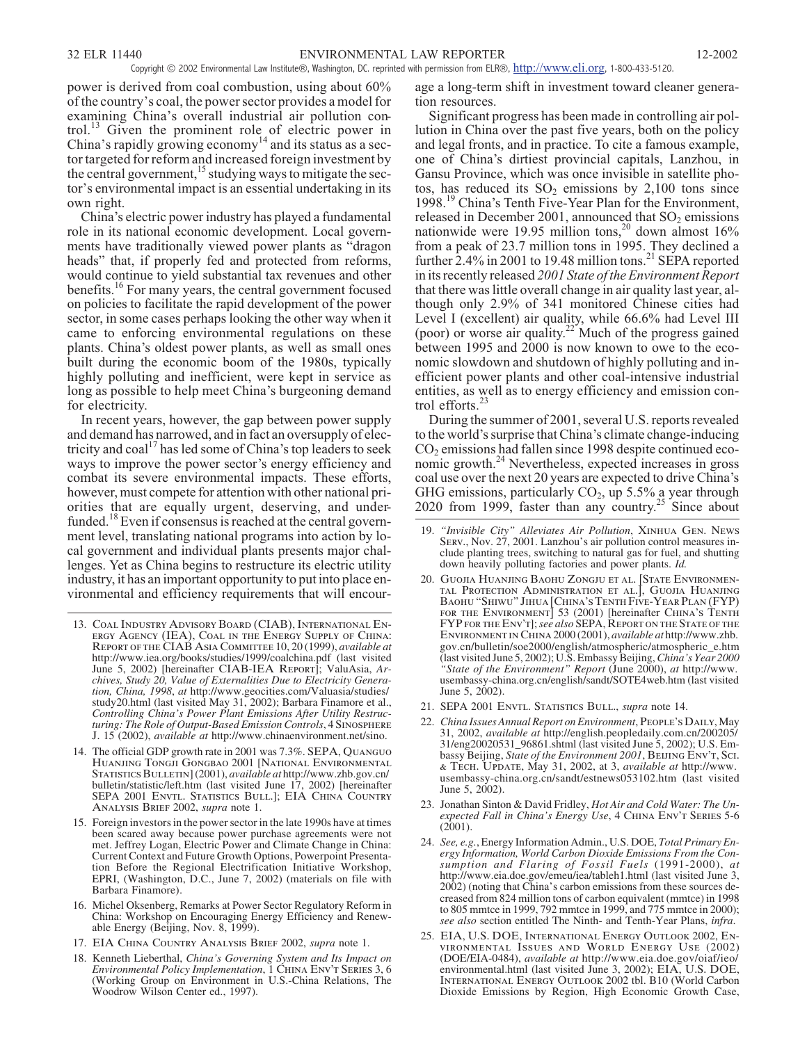power is derived from coal combustion, using about 60% of the country's coal, the power sector provides a model for examining China's overall industrial air pollution control.[13] Given the prominent role of electric power in China's rapidly growing economy[14] and its status as a sector targeted for reform and increased foreign investment by the central government,[15] studying ways to mitigate the sector's environmental impact is an essential undertaking in its own right.

China's electric power industry has played a fundamental role in its national economic development. Local governments have traditionally viewed power plants as "dragon heads" that, if properly fed and protected from reforms, would continue to yield substantial tax revenues and other benefits.[16] For many years, the central government focused on policies to facilitate the rapid development of the power sector, in some cases perhaps looking the other way when it came to enforcing environmental regulations on these plants. China's oldest power plants, as well as small ones built during the economic boom of the 1980s, typically highly polluting and inefficient, were kept in service as long as possible to help meet China's burgeoning demand for electricity.

In recent years, however, the gap between power supply and demand has narrowed, and in fact an oversupply of electricity and coal[17] has led some of China's top leaders to seek ways to improve the power sector's energy efficiency and combat its severe environmental impacts. These efforts, however, must compete for attention with other national priorities that are equally urgent, deserving, and underfunded.[18] Even if consensus is reached at the central government level, translating national programs into action by local government and individual plants presents major challenges. Yet as China begins to restructure its electric utility industry, it has an important opportunity to put into place environmental and efficiency requirements that will encourage a long-term shift in investment toward cleaner generation resources.

Significant progress has been made in controlling air pollution in China over the past five years, both on the policy and legal fronts, and in practice. To cite a famous example, one of China's dirtiest provincial capitals, Lanzhou, in Gansu Province, which was once invisible in satellite photos, has reduced its $SO_2$ emissions by 2,100 tons since 1998.[19] China's Tenth Five-Year Plan for the Environment, released in December 2001, announced that $SO_2$ emissions nationwide were 19.95 million tons,[20] down almost 16% from a peak of 23.7 million tons in 1995. They declined a further 2.4% in 2001 to 19.48 million tons.[21] SEPA reported in its recently released *2001 State of the Environment Report* that there was little overall change in air quality last year, although only 2.9% of 341 monitored Chinese cities had Level I (excellent) air quality, while 66.6% had Level III (poor) or worse air quality.[22] Much of the progress gained between 1995 and 2000 is now known to owe to the economic slowdown and shutdown of highly polluting and inefficient power plants and other coal-intensive industrial entities, as well as to energy efficiency and emission control efforts.[23]

During the summer of 2001, several U.S. reports revealed to the world's surprise that China's climate change-inducing $CO_2$ emissions had fallen since 1998 despite continued economic growth.[24] Nevertheless, expected increases in gross coal use over the next 20 years are expected to drive China's GHG emissions, particularly $CO_2$, up 5.5% a year through 2020 from 1999, faster than any country.[25] Since about

---

13. Coal Industry Advisory Board (CIAB), International Energy Agency (IEA), Coal in the Energy Supply of China: Report of the CIAB Asia Committee 10, 20 (1999), *available at* http://www.iea.org/books/studies/1999/coalchina.pdf (last visited June 5, 2002) [hereinafter CIAB-IEA Report]; ValuAsia, *Archives, Study 20, Value of Externalities Due to Electricity Generation, China, 1998*, *at* http://www.geocities.com/Valuasia/studies/study20.html (last visited May 31, 2002); Barbara Finamore et al., *Controlling China's Power Plant Emissions After Utility Restructuring: The Role of Output-Based Emission Controls*, 4 Sinosphere J. 15 (2002), *available at* http://www.chinaenvironment.net/sino.

14. The official GDP growth rate in 2001 was 7.3%. SEPA, Quanguo Huanjing Tongji Gongbao 2001 [National Environmental Statistics Bulletin] (2001), *available at* http://www.zhb.gov.cn/bulletin/statistic/left.htm (last visited June 17, 2002) [hereinafter SEPA 2001 Envtl. Statistics Bull.]; EIA China Country Analysis Brief 2002, *supra* note 1.

15. Foreign investors in the power sector in the late 1990s have at times been scared away because power purchase agreements were not met. Jeffrey Logan, Electric Power and Climate Change in China: Current Context and Future Growth Options, Powerpoint Presentation Before the Regional Electrification Initiative Workshop, EPRI, (Washington, D.C., June 7, 2002) (materials on file with Barbara Finamore).

16. Michel Oksenberg, Remarks at Power Sector Regulatory Reform in China: Workshop on Encouraging Energy Efficiency and Renewable Energy (Beijing, Nov. 8, 1999).

17. EIA China Country Analysis Brief 2002, *supra* note 1.

18. Kenneth Lieberthal, *China's Governing System and Its Impact on Environmental Policy Implementation*, 1 China Env't Series 3, 6 (Working Group on Environment in U.S.-China Relations, The Woodrow Wilson Center ed., 1997).

19. *"Invisible City" Alleviates Air Pollution*, Xinhua Gen. News Serv., Nov. 27, 2001. Lanzhou's air pollution control measures include planting trees, switching to natural gas for fuel, and shutting down heavily polluting factories and power plants. *Id.*

20. Guojia Huanjing Baohu Zongju et al. [State Environmental Protection Administration et al.], Guojia Huanjing Baohu "Shiwu" Jihua [China's Tenth Five-Year Plan (FYP) for the Environment] 53 (2001) [hereinafter China's Tenth FYP for the Env't]; *see also* SEPA, Report on the State of the Environment in China 2000 (2001), *available at* http://www.zhb.gov.cn/bulletin/soe2000/english/atmospheric/atmospheric_e.htm (last visited June 5, 2002); U.S. Embassy Beijing, *China's Year 2000 "State of the Environment" Report* (June 2000), *at* http://www.usembassy-china.org.cn/english/sandt/SOTE4web.htm (last visited June 5, 2002).

21. SEPA 2001 Envtl. Statistics Bull., *supra* note 14.

22. *China Issues Annual Report on Environment*, People's Daily, May 31, 2002, *available at* http://english.peopledaily.com.cn/200205/31/eng20020531_96861.shtml (last visited June 5, 2002); U.S. Embassy Beijing, *State of the Environment 2001*, Beijing Env't, Sci. & Tech. Update, May 31, 2002, at 3, *available at* http://www.usembassy-china.org.cn/sandt/estnews053102.htm (last visited June 5, 2002).

23. Jonathan Sinton & David Fridley, *Hot Air and Cold Water: The Unexpected Fall in China's Energy Use*, 4 China Env't Series 5-6 (2001).

24. *See, e.g.*, Energy Information Admin., U.S. DOE, *Total Primary Energy Information, World Carbon Dioxide Emissions From the Consumption and Flaring of Fossil Fuels* (1991-2000), *at* http://www.eia.doe.gov/emeu/iea/tableh1.html (last visited June 3, 2002) (noting that China's carbon emissions from these sources decreased from 824 million tons of carbon equivalent (mmtce) in 1998 to 805 mmtce in 1999, 792 mmtce in 1999, and 775 mmtce in 2000); *see also* section entitled The Ninth- and Tenth-Year Plans, *infra*.

25. EIA, U.S. DOE, International Energy Outlook 2002, Environmental Issues and World Energy Use (2002) (DOE/EIA-0484), *available at* http://www.eia.doe.gov/oiaf/ieo/environmental.html (last visited June 3, 2002); EIA, U.S. DOE, International Energy Outlook 2002 tbl. B10 (World Carbon Dioxide Emissions by Region, High Economic Growth Case,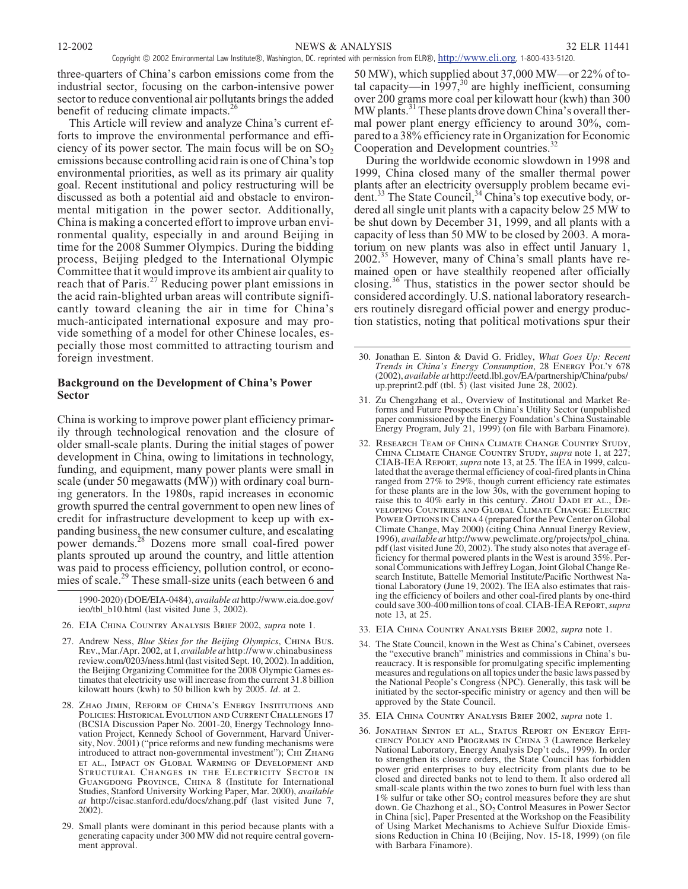three-quarters of China's carbon emissions come from the industrial sector, focusing on the carbon-intensive power sector to reduce conventional air pollutants brings the added benefit of reducing climate impacts.[26]

This Article will review and analyze China's current efforts to improve the environmental performance and efficiency of its power sector. The main focus will be on $SO_2$ emissions because controlling acid rain is one of China's top environmental priorities, as well as its primary air quality goal. Recent institutional and policy restructuring will be discussed as both a potential aid and obstacle to environmental mitigation in the power sector. Additionally, China is making a concerted effort to improve urban environmental quality, especially in and around Beijing in time for the 2008 Summer Olympics. During the bidding process, Beijing pledged to the International Olympic Committee that it would improve its ambient air quality to reach that of Paris.[27] Reducing power plant emissions in the acid rain-blighted urban areas will contribute significantly toward cleaning the air in time for China's much-anticipated international exposure and may provide something of a model for other Chinese locales, especially those most committed to attracting tourism and foreign investment.

## Background on the Development of China's Power Sector

China is working to improve power plant efficiency primarily through technological renovation and the closure of older small-scale plants. During the initial stages of power development in China, owing to limitations in technology, funding, and equipment, many power plants were small in scale (under 50 megawatts (MW)) with ordinary coal burning generators. In the 1980s, rapid increases in economic growth spurred the central government to open new lines of credit for infrastructure development to keep up with expanding business, the new consumer culture, and escalating power demands.[28] Dozens more small coal-fired power plants sprouted up around the country, and little attention was paid to process efficiency, pollution control, or economies of scale.[29] These small-size units (each between 6 and 50 MW), which supplied about 37,000 MW—or 22% of total capacity—in 1997,[30] are highly inefficient, consuming over 200 grams more coal per kilowatt hour (kwh) than 300 MW plants.[31] These plants drove down China's overall thermal power plant energy efficiency to around 30%, compared to a 38% efficiency rate in Organization for Economic Cooperation and Development countries.[32]

During the worldwide economic slowdown in 1998 and 1999, China closed many of the smaller thermal power plants after an electricity oversupply problem became evident.[33] The State Council,[34] China's top executive body, ordered all single unit plants with a capacity below 25 MW to be shut down by December 31, 1999, and all plants with a capacity of less than 50 MW to be closed by 2003. A moratorium on new plants was also in effect until January 1, 2002.[35] However, many of China's small plants have remained open or have stealthily reopened after officially closing.[36] Thus, statistics in the power sector should be considered accordingly. U.S. national laboratory researchers routinely disregard official power and energy production statistics, noting that political motivations spur their

---

1990-2020) (DOE/EIA-0484), *available at* http://www.eia.doe.gov/ieo/tbl_b10.html (last visited June 3, 2002).

26. EIA China Country Analysis Brief 2002, *supra* note 1.

27. Andrew Ness, *Blue Skies for the Beijing Olympics*, China Bus. Rev., Mar./Apr. 2002, at 1, *available at* http://www.chinabusinessreview.com/0203/ness.html (last visited Sept. 10, 2002). In addition, the Beijing Organizing Committee for the 2008 Olympic Games estimates that electricity use will increase from the current 31.8 billion kilowatt hours (kwh) to 50 billion kwh by 2005. *Id*. at 2.

28. Zhao Jimin, Reform of China's Energy Institutions and Policies: Historical Evolution and Current Challenges 17 (BCSIA Discussion Paper No. 2001-20, Energy Technology Innovation Project, Kennedy School of Government, Harvard University, Nov. 2001) ("price reforms and new funding mechanisms were introduced to attract non-governmental investment"); Chi Zhang et al., Impact on Global Warming of Development and Structural Changes in the Electricity Sector in Guangdong Province, China 8 (Institute for International Studies, Stanford University Working Paper, Mar. 2000), *available at* http://cisac.stanford.edu/docs/zhang.pdf (last visited June 7, 2002).

29. Small plants were dominant in this period because plants with a generating capacity under 300 MW did not require central government approval.

30. Jonathan E. Sinton & David G. Fridley, *What Goes Up: Recent Trends in China's Energy Consumption*, 28 Energy Pol'y 678 (2002), *available at* http://eetd.lbl.gov/EA/partnership/China/pubs/up.preprint2.pdf (tbl. 5) (last visited June 28, 2002).

31. Zu Chengzhang et al., Overview of Institutional and Market Reforms and Future Prospects in China's Utility Sector (unpublished paper commissioned by the Energy Foundation's China Sustainable Energy Program, July 21, 1999) (on file with Barbara Finamore).

32. Research Team of China Climate Change Country Study, China Climate Change Country Study, *supra* note 1, at 227; CIAB-IEA Report, *supra* note 13, at 25. The IEA in 1999, calculated that the average thermal efficiency of coal-fired plants in China ranged from 27% to 29%, though current efficiency rate estimates for these plants are in the low 30s, with the government hoping to raise this to 40% early in this century. Zhou Dadi et al., Developing Countries and Global Climate Change: Electric Power Options in China 4 (prepared for the Pew Center on Global Climate Change, May 2000) (citing China Annual Energy Review, 1996), *available at* http://www.pewclimate.org/projects/pol_china.pdf (last visited June 20, 2002). The study also notes that average efficiency for thermal powered plants in the West is around 35%. Personal Communications with Jeffrey Logan, Joint Global Change Research Institute, Battelle Memorial Institute/Pacific Northwest National Laboratory (June 19, 2002). The IEA also estimates that raising the efficiency of boilers and other coal-fired plants by one-third could save 300-400 million tons of coal. CIAB-IEA Report, *supra* note 13, at 25.

33. EIA China Country Analysis Brief 2002, *supra* note 1.

34. The State Council, known in the West as China's Cabinet, oversees the "executive branch" ministries and commissions in China's bureaucracy. It is responsible for promulgating specific implementing measures and regulations on all topics under the basic laws passed by the National People's Congress (NPC). Generally, this task will be initiated by the sector-specific ministry or agency and then will be approved by the State Council.

35. EIA China Country Analysis Brief 2002, *supra* note 1.

36. Jonathan Sinton et al., Status Report on Energy Efficiency Policy and Programs in China 3 (Lawrence Berkeley National Laboratory, Energy Analysis Dep't eds., 1999). In order to strengthen its closure orders, the State Council has forbidden power grid enterprises to buy electricity from plants due to be closed and directed banks not to lend to them. It also ordered all small-scale plants within the two zones to burn fuel with less than 1% sulfur or take other $SO_2$ control measures before they are shut down. Ge Chazhong et al., $SO_2$ Control Measures in Power Sector in China [sic], Paper Presented at the Workshop on the Feasibility of Using Market Mechanisms to Achieve Sulfur Dioxide Emissions Reduction in China 10 (Beijing, Nov. 15-18, 1999) (on file with Barbara Finamore).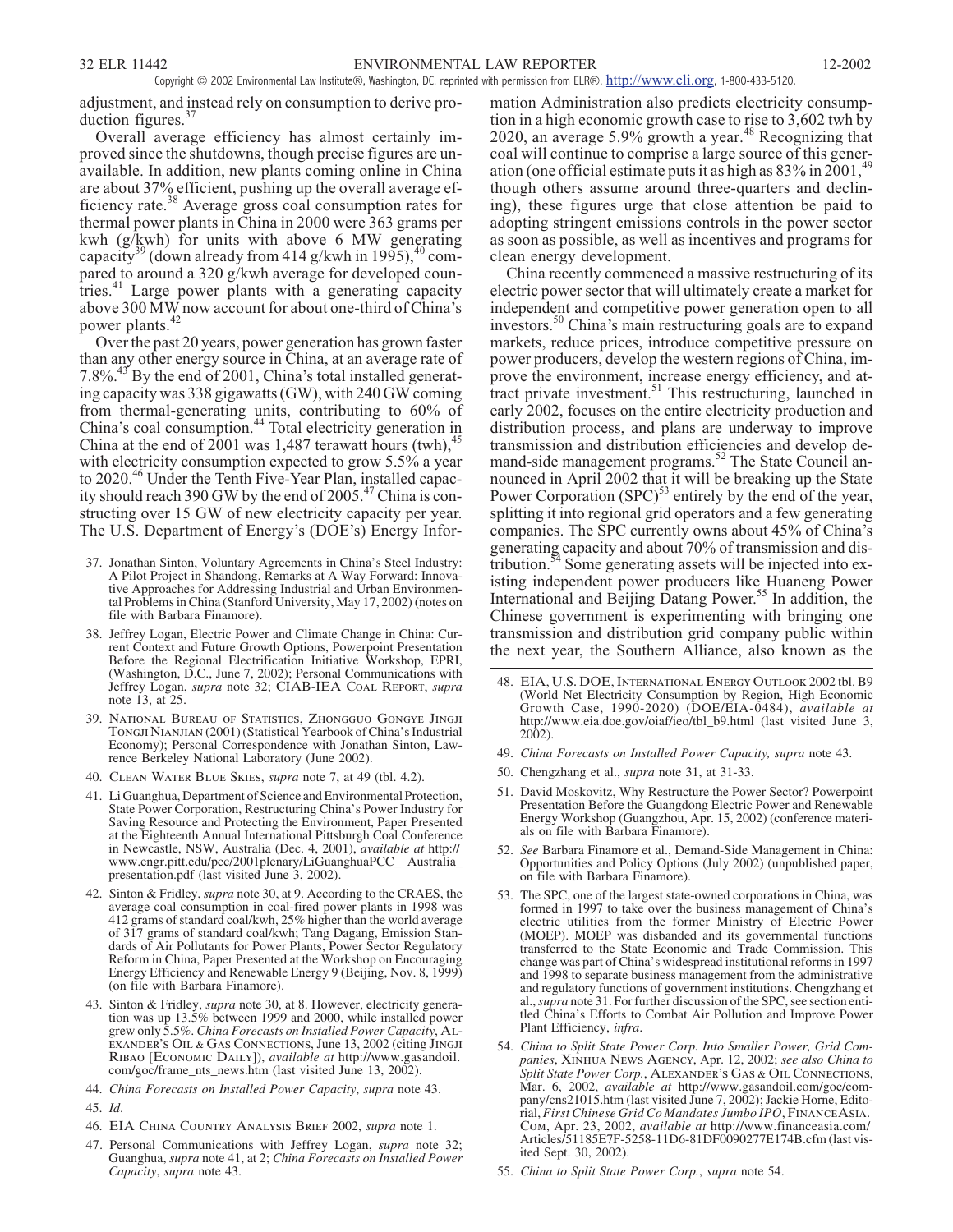adjustment, and instead rely on consumption to derive production figures.[37]

Overall average efficiency has almost certainly improved since the shutdowns, though precise figures are unavailable. In addition, new plants coming online in China are about 37% efficient, pushing up the overall average efficiency rate.[38] Average gross coal consumption rates for thermal power plants in China in 2000 were 363 grams per kwh (g/kwh) for units with above 6 MW generating capacity[39] (down already from 414 g/kwh in 1995),[40] compared to around a 320 g/kwh average for developed countries.[41] Large power plants with a generating capacity above 300 MW now account for about one-third of China's power plants.[42]

Over the past 20 years, power generation has grown faster than any other energy source in China, at an average rate of 7.8%.[43] By the end of 2001, China's total installed generating capacity was 338 gigawatts (GW), with 240 GW coming from thermal-generating units, contributing to 60% of China's coal consumption.[44] Total electricity generation in China at the end of 2001 was 1,487 terawatt hours (twh),[45] with electricity consumption expected to grow 5.5% a year to 2020.[46] Under the Tenth Five-Year Plan, installed capacity should reach 390 GW by the end of 2005.[47] China is constructing over 15 GW of new electricity capacity per year. The U.S. Department of Energy's (DOE's) Energy Information Administration also predicts electricity consumption in a high economic growth case to rise to 3,602 twh by 2020, an average 5.9% growth a year.[48] Recognizing that coal will continue to comprise a large source of this generation (one official estimate puts it as high as 83% in 2001,[49] though others assume around three-quarters and declining), these figures urge that close attention be paid to adopting stringent emissions controls in the power sector as soon as possible, as well as incentives and programs for clean energy development.

China recently commenced a massive restructuring of its electric power sector that will ultimately create a market for independent and competitive power generation open to all investors.[50] China's main restructuring goals are to expand markets, reduce prices, introduce competitive pressure on power producers, develop the western regions of China, improve the environment, increase energy efficiency, and attract private investment.[51] This restructuring, launched in early 2002, focuses on the entire electricity production and distribution process, and plans are underway to improve transmission and distribution efficiencies and develop demand-side management programs.[52] The State Council announced in April 2002 that it will be breaking up the State Power Corporation (SPC)[53] entirely by the end of the year, splitting it into regional grid operators and a few generating companies. The SPC currently owns about 45% of China's generating capacity and about 70% of transmission and distribution.[54] Some generating assets will be injected into existing independent power producers like Huaneng Power International and Beijing Datang Power.[55] In addition, the Chinese government is experimenting with bringing one transmission and distribution grid company public within the next year, the Southern Alliance, also known as the

---

37. Jonathan Sinton, Voluntary Agreements in China's Steel Industry: A Pilot Project in Shandong, Remarks at A Way Forward: Innovative Approaches for Addressing Industrial and Urban Environmental Problems in China (Stanford University, May 17, 2002) (notes on file with Barbara Finamore).

38. Jeffrey Logan, Electric Power and Climate Change in China: Current Context and Future Growth Options, Powerpoint Presentation Before the Regional Electrification Initiative Workshop, EPRI, (Washington, D.C., June 7, 2002); Personal Communications with Jeffrey Logan, *supra* note 32; CIAB-IEA Coal Report, *supra* note 13, at 25.

39. National Bureau of Statistics, Zhongguo Gongye Jingji Tongji Nianjian (2001) (Statistical Yearbook of China's Industrial Economy); Personal Correspondence with Jonathan Sinton, Lawrence Berkeley National Laboratory (June 2002).

40. Clean Water Blue Skies, *supra* note 7, at 49 (tbl. 4.2).

41. Li Guanghua, Department of Science and Environmental Protection, State Power Corporation, Restructuring China's Power Industry for Saving Resource and Protecting the Environment, Paper Presented at the Eighteenth Annual International Pittsburgh Coal Conference in Newcastle, NSW, Australia (Dec. 4, 2001), *available at* http://www.engr.pitt.edu/pcc/2001plenary/LiGuanghuaPCC_Australia_presentation.pdf (last visited June 3, 2002).

42. Sinton & Fridley, *supra* note 30, at 9. According to the CRAES, the average coal consumption in coal-fired power plants in 1998 was 412 grams of standard coal/kwh, 25% higher than the world average of 317 grams of standard coal/kwh; Tang Dagang, Emission Standards of Air Pollutants for Power Plants, Power Sector Regulatory Reform in China, Paper Presented at the Workshop on Encouraging Energy Efficiency and Renewable Energy 9 (Beijing, Nov. 8, 1999) (on file with Barbara Finamore).

43. Sinton & Fridley, *supra* note 30, at 8. However, electricity generation was up 13.5% between 1999 and 2000, while installed power grew only 5.5%. *China Forecasts on Installed Power Capacity*, Alexander's Oil & Gas Connections, June 13, 2002 (citing Jingji Ribao [Economic Daily]), *available at* http://www.gasandoil.com/goc/frame_nts_news.htm (last visited June 13, 2002).

44. *China Forecasts on Installed Power Capacity*, *supra* note 43.

45. *Id*.

46. EIA China Country Analysis Brief 2002, *supra* note 1.

47. Personal Communications with Jeffrey Logan, *supra* note 32; Guanghua, *supra* note 41, at 2; *China Forecasts on Installed Power Capacity*, *supra* note 43.

48. EIA, U.S. DOE, International Energy Outlook 2002 tbl. B9 (World Net Electricity Consumption by Region, High Economic Growth Case, 1990-2020) (DOE/EIA-0484), *available at* http://www.eia.doe.gov/oiaf/ieo/tbl_b9.html (last visited June 3, 2002).

49. *China Forecasts on Installed Power Capacity, supra* note 43.

50. Chengzhang et al., *supra* note 31, at 31-33.

51. David Moskovitz, Why Restructure the Power Sector? Powerpoint Presentation Before the Guangdong Electric Power and Renewable Energy Workshop (Guangzhou, Apr. 15, 2002) (conference materials on file with Barbara Finamore).

52. *See* Barbara Finamore et al., Demand-Side Management in China: Opportunities and Policy Options (July 2002) (unpublished paper, on file with Barbara Finamore).

53. The SPC, one of the largest state-owned corporations in China, was formed in 1997 to take over the business management of China's electric utilities from the former Ministry of Electric Power (MOEP). MOEP was disbanded and its governmental functions transferred to the State Economic and Trade Commission. This change was part of China's widespread institutional reforms in 1997 and 1998 to separate business management from the administrative and regulatory functions of government institutions. Chengzhang et al., *supra* note 31. For further discussion of the SPC, see section entitled China's Efforts to Combat Air Pollution and Improve Power Plant Efficiency, *infra*.

54. *China to Split State Power Corp. Into Smaller Power, Grid Companies*, Xinhua News Agency, Apr. 12, 2002; *see also China to Split State Power Corp.*, Alexander's Gas & Oil Connections, Mar. 6, 2002, *available at* http://www.gasandoil.com/goc/company/cns21015.htm (last visited June 7, 2002); Jackie Horne, Editorial, *First Chinese Grid Co Mandates Jumbo IPO*, FinanceAsia.Com, Apr. 23, 2002, *available at* http://www.financeasia.com/Articles/51185E7F-5258-11D6-81DF0090277E174B.cfm (last visited Sept. 30, 2002).

55. *China to Split State Power Corp.*, *supra* note 54.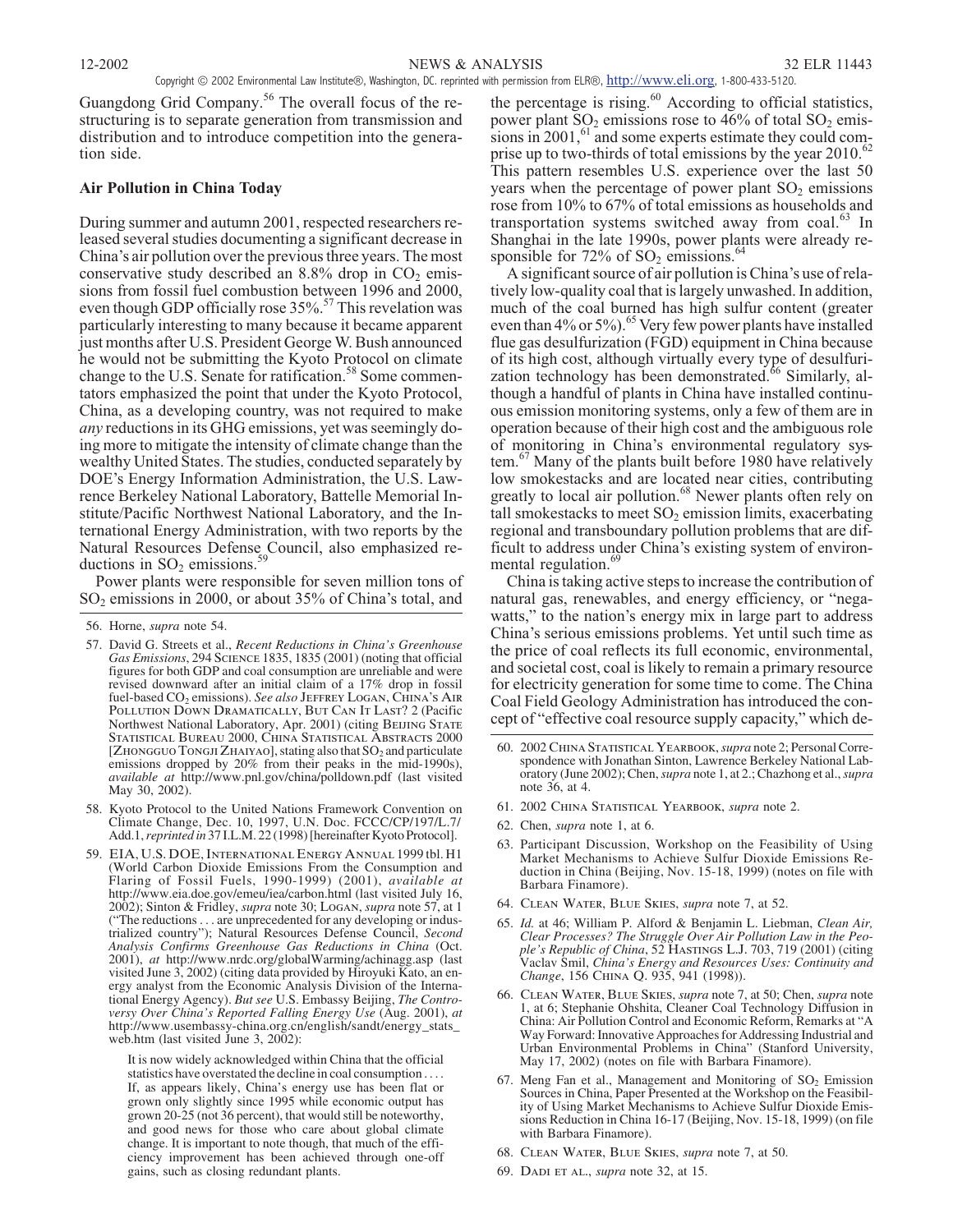Guangdong Grid Company.[56] The overall focus of the restructuring is to separate generation from transmission and distribution and to introduce competition into the generation side.

### Air Pollution in China Today

During summer and autumn 2001, respected researchers released several studies documenting a significant decrease in China's air pollution over the previous three years. The most conservative study described an 8.8% drop in $CO_2$ emissions from fossil fuel combustion between 1996 and 2000, even though GDP officially rose 35%.[57] This revelation was particularly interesting to many because it became apparent just months after U.S. President George W. Bush announced he would not be submitting the Kyoto Protocol on climate change to the U.S. Senate for ratification.[58] Some commentators emphasized the point that under the Kyoto Protocol, China, as a developing country, was not required to make *any* reductions in its GHG emissions, yet was seemingly doing more to mitigate the intensity of climate change than the wealthy United States. The studies, conducted separately by DOE's Energy Information Administration, the U.S. Lawrence Berkeley National Laboratory, Battelle Memorial Institute/Pacific Northwest National Laboratory, and the International Energy Administration, with two reports by the Natural Resources Defense Council, also emphasized reductions in $SO_2$ emissions.[59]

Power plants were responsible for seven million tons of $SO_2$ emissions in 2000, or about 35% of China's total, and the percentage is rising.[60] According to official statistics, power plant $SO_2$ emissions rose to 46% of total $SO_2$ emissions in 2001,[61] and some experts estimate they could comprise up to two-thirds of total emissions by the year 2010.[62] This pattern resembles U.S. experience over the last 50 years when the percentage of power plant $SO_2$ emissions rose from 10% to 67% of total emissions as households and transportation systems switched away from coal.[63] In Shanghai in the late 1990s, power plants were already responsible for 72% of $SO_2$ emissions.[64]

A significant source of air pollution is China's use of relatively low-quality coal that is largely unwashed. In addition, much of the coal burned has high sulfur content (greater even than 4% or 5%).[65] Very few power plants have installed flue gas desulfurization (FGD) equipment in China because of its high cost, although virtually every type of desulfurization technology has been demonstrated.[66] Similarly, although a handful of plants in China have installed continuous emission monitoring systems, only a few of them are in operation because of their high cost and the ambiguous role of monitoring in China's environmental regulatory system.[67] Many of the plants built before 1980 have relatively low smokestacks and are located near cities, contributing greatly to local air pollution.[68] Newer plants often rely on tall smokestacks to meet $SO_2$ emission limits, exacerbating regional and transboundary pollution problems that are difficult to address under China's existing system of environmental regulation.[69]

China is taking active steps to increase the contribution of natural gas, renewables, and energy efficiency, or "negawatts," to the nation's energy mix in large part to address China's serious emissions problems. Yet until such time as the price of coal reflects its full economic, environmental, and societal cost, coal is likely to remain a primary resource for electricity generation for some time to come. The China Coal Field Geology Administration has introduced the concept of "effective coal resource supply capacity," which de-

---

56. Horne, *supra* note 54.

57. David G. Streets et al., *Recent Reductions in China's Greenhouse Gas Emissions*, 294 SCIENCE 1835, 1835 (2001) (noting that official figures for both GDP and coal consumption are unreliable and were revised downward after an initial claim of a 17% drop in fossil fuel-based $CO_2$ emissions). *See also* JEFFREY LOGAN, CHINA'S AIR POLLUTION DOWN DRAMATICALLY, BUT CAN IT LAST? 2 (Pacific Northwest National Laboratory, Apr. 2001) (citing BEIJING STATE STATISTICAL BUREAU 2000, CHINA STATISTICAL ABSTRACTS 2000 [ZHONGGUO TONGJI ZHAIYAO], stating also that $SO_2$ and particulate emissions dropped by 20% from their peaks in the mid-1990s), *available at* http://www.pnl.gov/china/polldown.pdf (last visited May 30, 2002).

58. Kyoto Protocol to the United Nations Framework Convention on Climate Change, Dec. 10, 1997, U.N. Doc. FCCC/CP/197/L.7/Add.1, *reprinted in* 37 I.L.M. 22 (1998) [hereinafter Kyoto Protocol].

59. EIA, U.S. DOE, INTERNATIONAL ENERGY ANNUAL 1999 tbl. H1 (World Carbon Dioxide Emissions From the Consumption and Flaring of Fossil Fuels, 1990-1999) (2001), *available at* http://www.eia.doe.gov/emeu/iea/carbon.html (last visited July 16, 2002); Sinton & Fridley, *supra* note 30; LOGAN, *supra* note 57, at 1 ("The reductions . . . are unprecedented for any developing or industrialized country"); Natural Resources Defense Council, *Second Analysis Confirms Greenhouse Gas Reductions in China* (Oct. 2001), *at* http://www.nrdc.org/globalWarming/achinagg.asp (last visited June 3, 2002) (citing data provided by Hiroyuki Kato, an energy analyst from the Economic Analysis Division of the International Energy Agency). *But see* U.S. Embassy Beijing, *The Controversy Over China's Reported Falling Energy Use* (Aug. 2001), *at* http://www.usembassy-china.org.cn/english/sandt/energy_stats_web.htm (last visited June 3, 2002):

   > It is now widely acknowledged within China that the official statistics have overstated the decline in coal consumption . . . . If, as appears likely, China's energy use has been flat or grown only slightly since 1995 while economic output has grown 20-25 (not 36 percent), that would still be noteworthy, and good news for those who care about global climate change. It is important to note though, that much of the efficiency improvement has been achieved through one-off gains, such as closing redundant plants.

60. 2002 CHINA STATISTICAL YEARBOOK, *supra* note 2; Personal Correspondence with Jonathan Sinton, Lawrence Berkeley National Laboratory (June 2002); Chen, *supra* note 1, at 2.; Chazhong et al., *supra* note 36, at 4.

61. 2002 CHINA STATISTICAL YEARBOOK, *supra* note 2.

62. Chen, *supra* note 1, at 6.

63. Participant Discussion, Workshop on the Feasibility of Using Market Mechanisms to Achieve Sulfur Dioxide Emissions Reduction in China (Beijing, Nov. 15-18, 1999) (notes on file with Barbara Finamore).

64. CLEAN WATER, BLUE SKIES, *supra* note 7, at 52.

65. *Id.* at 46; William P. Alford & Benjamin L. Liebman, *Clean Air, Clear Processes? The Struggle Over Air Pollution Law in the People's Republic of China*, 52 HASTINGS L.J. 703, 719 (2001) (citing Vaclav Smil, *China's Energy and Resources Uses: Continuity and Change*, 156 CHINA Q. 935, 941 (1998)).

66. CLEAN WATER, BLUE SKIES, *supra* note 7, at 50; Chen, *supra* note 1, at 6; Stephanie Ohshita, Cleaner Coal Technology Diffusion in China: Air Pollution Control and Economic Reform, Remarks at "A Way Forward: Innovative Approaches for Addressing Industrial and Urban Environmental Problems in China" (Stanford University, May 17, 2002) (notes on file with Barbara Finamore).

67. Meng Fan et al., Management and Monitoring of $SO_2$ Emission Sources in China, Paper Presented at the Workshop on the Feasibility of Using Market Mechanisms to Achieve Sulfur Dioxide Emissions Reduction in China 16-17 (Beijing, Nov. 15-18, 1999) (on file with Barbara Finamore).

68. CLEAN WATER, BLUE SKIES, *supra* note 7, at 50.

69. DADI ET AL., *supra* note 32, at 15.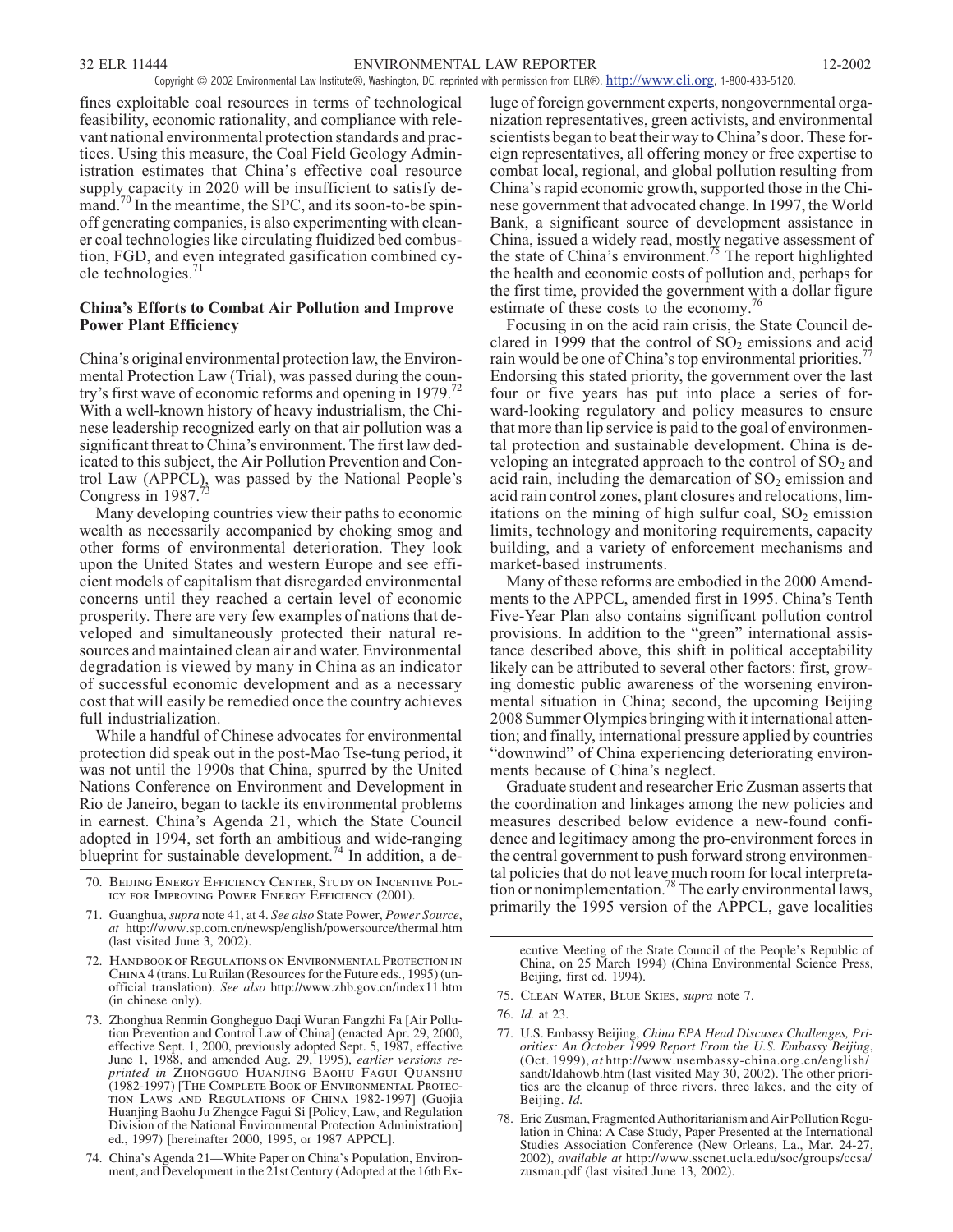fines exploitable coal resources in terms of technological feasibility, economic rationality, and compliance with relevant national environmental protection standards and practices. Using this measure, the Coal Field Geology Administration estimates that China's effective coal resource supply capacity in 2020 will be insufficient to satisfy demand.[70] In the meantime, the SPC, and its soon-to-be spinoff generating companies, is also experimenting with cleaner coal technologies like circulating fluidized bed combustion, FGD, and even integrated gasification combined cycle technologies.[71]

## China's Efforts to Combat Air Pollution and Improve Power Plant Efficiency

China's original environmental protection law, the Environmental Protection Law (Trial), was passed during the country's first wave of economic reforms and opening in 1979.[72] With a well-known history of heavy industrialism, the Chinese leadership recognized early on that air pollution was a significant threat to China's environment. The first law dedicated to this subject, the Air Pollution Prevention and Control Law (APPCL), was passed by the National People's Congress in 1987.[73]

Many developing countries view their paths to economic wealth as necessarily accompanied by choking smog and other forms of environmental deterioration. They look upon the United States and western Europe and see efficient models of capitalism that disregarded environmental concerns until they reached a certain level of economic prosperity. There are very few examples of nations that developed and simultaneously protected their natural resources and maintained clean air and water. Environmental degradation is viewed by many in China as an indicator of successful economic development and as a necessary cost that will easily be remedied once the country achieves full industrialization.

While a handful of Chinese advocates for environmental protection did speak out in the post-Mao Tse-tung period, it was not until the 1990s that China, spurred by the United Nations Conference on Environment and Development in Rio de Janeiro, began to tackle its environmental problems in earnest. China's Agenda 21, which the State Council adopted in 1994, set forth an ambitious and wide-ranging blueprint for sustainable development.[74] In addition, a deluge of foreign government experts, nongovernmental organization representatives, green activists, and environmental scientists began to beat their way to China's door. These foreign representatives, all offering money or free expertise to combat local, regional, and global pollution resulting from China's rapid economic growth, supported those in the Chinese government that advocated change. In 1997, the World Bank, a significant source of development assistance in China, issued a widely read, mostly negative assessment of the state of China's environment.[75] The report highlighted the health and economic costs of pollution and, perhaps for the first time, provided the government with a dollar figure estimate of these costs to the economy.[76]

Focusing in on the acid rain crisis, the State Council declared in 1999 that the control of $SO_2$ emissions and acid rain would be one of China's top environmental priorities.[77] Endorsing this stated priority, the government over the last four or five years has put into place a series of forward-looking regulatory and policy measures to ensure that more than lip service is paid to the goal of environmental protection and sustainable development. China is developing an integrated approach to the control of $SO_2$ and acid rain, including the demarcation of $SO_2$ emission and acid rain control zones, plant closures and relocations, limitations on the mining of high sulfur coal, $SO_2$ emission limits, technology and monitoring requirements, capacity building, and a variety of enforcement mechanisms and market-based instruments.

Many of these reforms are embodied in the 2000 Amendments to the APPCL, amended first in 1995. China's Tenth Five-Year Plan also contains significant pollution control provisions. In addition to the "green" international assistance described above, this shift in political acceptability likely can be attributed to several other factors: first, growing domestic public awareness of the worsening environmental situation in China; second, the upcoming Beijing 2008 Summer Olympics bringing with it international attention; and finally, international pressure applied by countries "downwind" of China experiencing deteriorating environments because of China's neglect.

Graduate student and researcher Eric Zusman asserts that the coordination and linkages among the new policies and measures described below evidence a new-found confidence and legitimacy among the pro-environment forces in the central government to push forward strong environmental policies that do not leave much room for local interpretation or nonimplementation.[78] The early environmental laws, primarily the 1995 version of the APPCL, gave localities

---

70. Beijing Energy Efficiency Center, Study on Incentive Policy for Improving Power Energy Efficiency (2001).

71. Guanghua, *supra* note 41, at 4. *See also* State Power, *Power Source*, *at* http://www.sp.com.cn/newsp/english/powersource/thermal.htm (last visited June 3, 2002).

72. Handbook of Regulations on Environmental Protection in China 4 (trans. Lu Ruilan (Resources for the Future eds., 1995) (unofficial translation). *See also* http://www.zhb.gov.cn/index11.htm (in chinese only).

73. Zhonghua Renmin Gongheguo Daqi Wuran Fangzhi Fa [Air Pollution Prevention and Control Law of China] (enacted Apr. 29, 2000, effective Sept. 1, 2000, previously adopted Sept. 5, 1987, effective June 1, 1988, and amended Aug. 29, 1995), *earlier versions reprinted in* Zhongguo Huanjing Baohu Fagui Quanshu (1982-1997) [The Complete Book of Environmental Protection Laws and Regulations of China 1982-1997] (Guojia Huanjing Baohu Ju Zhengce Fagui Si [Policy, Law, and Regulation Division of the National Environmental Protection Administration] ed., 1997) [hereinafter 2000, 1995, or 1987 APPCL].

74. China's Agenda 21—White Paper on China's Population, Environment, and Development in the 21st Century (Adopted at the 16th Executive Meeting of the State Council of the People's Republic of China, on 25 March 1994) (China Environmental Science Press, Beijing, first ed. 1994).

75. Clean Water, Blue Skies, *supra* note 7.

76. *Id.* at 23.

77. U.S. Embassy Beijing, *China EPA Head Discuses Challenges, Priorities: An October 1999 Report From the U.S. Embassy Beijing*, (Oct. 1999), *at* http://www.usembassy-china.org.cn/english/sandt/ldahowb.htm (last visited May 30, 2002). The other priorities are the cleanup of three rivers, three lakes, and the city of Beijing. *Id.*

78. Eric Zusman, Fragmented Authoritarianism and Air Pollution Regulation in China: A Case Study, Paper Presented at the International Studies Association Conference (New Orleans, La., Mar. 24-27, 2002), *available at* http://www.sscnet.ucla.edu/soc/groups/ccsa/zusman.pdf (last visited June 13, 2002).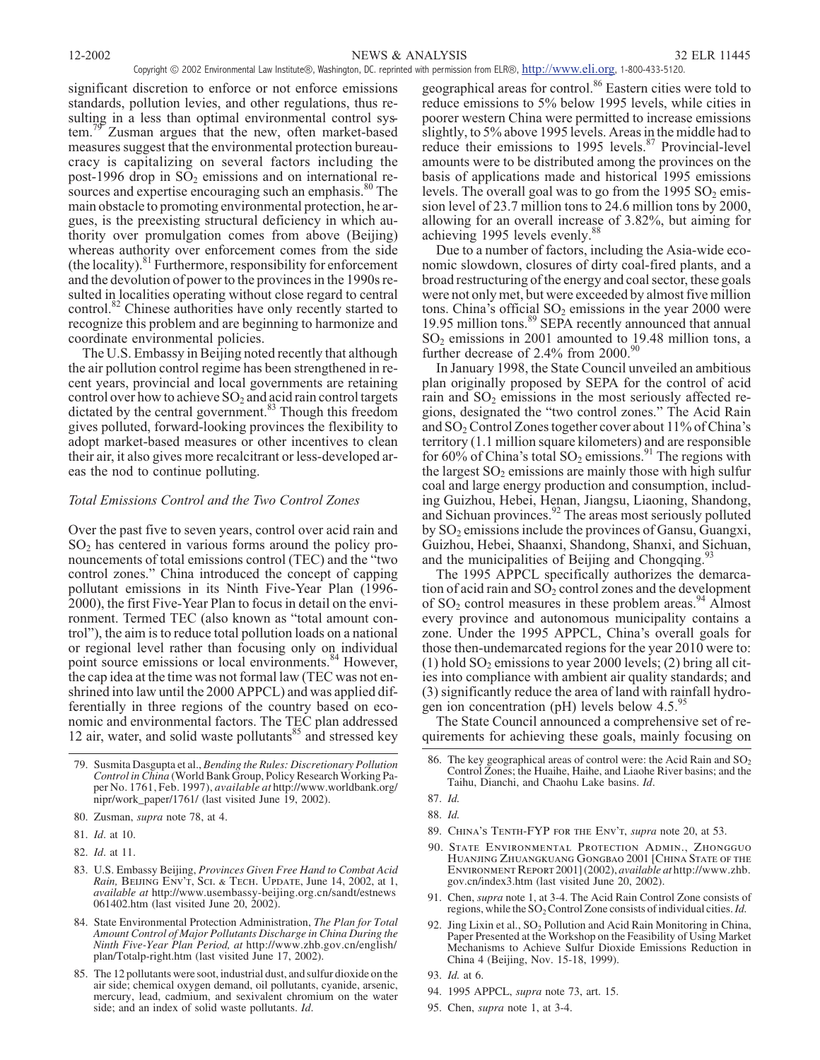significant discretion to enforce or not enforce emissions standards, pollution levies, and other regulations, thus resulting in a less than optimal environmental control system.[79] Zusman argues that the new, often market-based measures suggest that the environmental protection bureaucracy is capitalizing on several factors including the post-1996 drop in $SO_2$ emissions and on international resources and expertise encouraging such an emphasis.[80] The main obstacle to promoting environmental protection, he argues, is the preexisting structural deficiency in which authority over promulgation comes from above (Beijing) whereas authority over enforcement comes from the side (the locality).[81] Furthermore, responsibility for enforcement and the devolution of power to the provinces in the 1990s resulted in localities operating without close regard to central control.[82] Chinese authorities have only recently started to recognize this problem and are beginning to harmonize and coordinate environmental policies.

The U.S. Embassy in Beijing noted recently that although the air pollution control regime has been strengthened in recent years, provincial and local governments are retaining control over how to achieve $SO_2$ and acid rain control targets dictated by the central government.[83] Though this freedom gives polluted, forward-looking provinces the flexibility to adopt market-based measures or other incentives to clean their air, it also gives more recalcitrant or less-developed areas the nod to continue polluting.

### *Total Emissions Control and the Two Control Zones*

Over the past five to seven years, control over acid rain and $SO_2$ has centered in various forms around the policy pronouncements of total emissions control (TEC) and the "two control zones." China introduced the concept of capping pollutant emissions in its Ninth Five-Year Plan (1996-2000), the first Five-Year Plan to focus in detail on the environment. Termed TEC (also known as "total amount control"), the aim is to reduce total pollution loads on a national or regional level rather than focusing only on individual point source emissions or local environments.[84] However, the cap idea at the time was not formal law (TEC was not enshrined into law until the 2000 APPCL) and was applied differentially in three regions of the country based on economic and environmental factors. The TEC plan addressed 12 air, water, and solid waste pollutants[85] and stressed key geographical areas for control.[86] Eastern cities were told to reduce emissions to 5% below 1995 levels, while cities in poorer western China were permitted to increase emissions slightly, to 5% above 1995 levels. Areas in the middle had to reduce their emissions to 1995 levels.[87] Provincial-level amounts were to be distributed among the provinces on the basis of applications made and historical 1995 emissions levels. The overall goal was to go from the 1995 $SO_2$ emission level of 23.7 million tons to 24.6 million tons by 2000, allowing for an overall increase of 3.82%, but aiming for achieving 1995 levels evenly.[88]

Due to a number of factors, including the Asia-wide economic slowdown, closures of dirty coal-fired plants, and a broad restructuring of the energy and coal sector, these goals were not only met, but were exceeded by almost five million tons. China's official $SO_2$ emissions in the year 2000 were 19.95 million tons.[89] SEPA recently announced that annual $SO_2$ emissions in 2001 amounted to 19.48 million tons, a further decrease of 2.4% from 2000.[90]

In January 1998, the State Council unveiled an ambitious plan originally proposed by SEPA for the control of acid rain and $SO_2$ emissions in the most seriously affected regions, designated the "two control zones." The Acid Rain and $SO_2$ Control Zones together cover about 11% of China's territory (1.1 million square kilometers) and are responsible for 60% of China's total $SO_2$ emissions.[91] The regions with the largest $SO_2$ emissions are mainly those with high sulfur coal and large energy production and consumption, including Guizhou, Hebei, Henan, Jiangsu, Liaoning, Shandong, and Sichuan provinces.[92] The areas most seriously polluted by $SO_2$ emissions include the provinces of Gansu, Guangxi, Guizhou, Hebei, Shaanxi, Shandong, Shanxi, and Sichuan, and the municipalities of Beijing and Chongqing.[93]

The 1995 APPCL specifically authorizes the demarcation of acid rain and $SO_2$ control zones and the development of $SO_2$ control measures in these problem areas.[94] Almost every province and autonomous municipality contains a zone. Under the 1995 APPCL, China's overall goals for those then-undemarcated regions for the year 2010 were to: (1) hold $SO_2$ emissions to year 2000 levels; (2) bring all cities into compliance with ambient air quality standards; and (3) significantly reduce the area of land with rainfall hydrogen ion concentration (pH) levels below 4.5.[95]

The State Council announced a comprehensive set of requirements for achieving these goals, mainly focusing on

---

79. Susmita Dasgupta et al., *Bending the Rules: Discretionary Pollution Control in China* (World Bank Group, Policy Research Working Paper No. 1761, Feb. 1997), *available at* http://www.worldbank.org/nipr/work_paper/1761/ (last visited June 19, 2002).

80. Zusman, *supra* note 78, at 4.

81. *Id.* at 10.

82. *Id.* at 11.

83. U.S. Embassy Beijing, *Provinces Given Free Hand to Combat Acid Rain,* Beijing Env't, Sci. & Tech. Update, June 14, 2002, at 1, *available at* http://www.usembassy-beijing.org.cn/sandt/estnews061402.htm (last visited June 20, 2002).

84. State Environmental Protection Administration, *The Plan for Total Amount Control of Major Pollutants Discharge in China During the Ninth Five-Year Plan Period, at* http://www.zhb.gov.cn/english/plan/Totalp-right.htm (last visited June 17, 2002).

85. The 12 pollutants were soot, industrial dust, and sulfur dioxide on the air side; chemical oxygen demand, oil pollutants, cyanide, arsenic, mercury, lead, cadmium, and sexivalent chromium on the water side; and an index of solid waste pollutants. *Id.*

86. The key geographical areas of control were: the Acid Rain and $SO_2$ Control Zones; the Huaihe, Haihe, and Liaohe River basins; and the Taihu, Dianchi, and Chaohu Lake basins. *Id.*

87. *Id.*

88. *Id.*

89. China's Tenth-FYP for the Env't, *supra* note 20, at 53.

90. State Environmental Protection Admin., Zhongguo Huanjing Zhuangkuang Gongbao 2001 [China State of the Environment Report 2001] (2002), *available at* http://www.zhb.gov.cn/index3.htm (last visited June 20, 2002).

91. Chen, *supra* note 1, at 3-4. The Acid Rain Control Zone consists of regions, while the $SO_2$ Control Zone consists of individual cities. *Id.*

92. Jing Lixin et al., $SO_2$ Pollution and Acid Rain Monitoring in China, Paper Presented at the Workshop on the Feasibility of Using Market Mechanisms to Achieve Sulfur Dioxide Emissions Reduction in China 4 (Beijing, Nov. 15-18, 1999).

93. *Id.* at 6.

94. 1995 APPCL, *supra* note 73, art. 15.

95. Chen, *supra* note 1, at 3-4.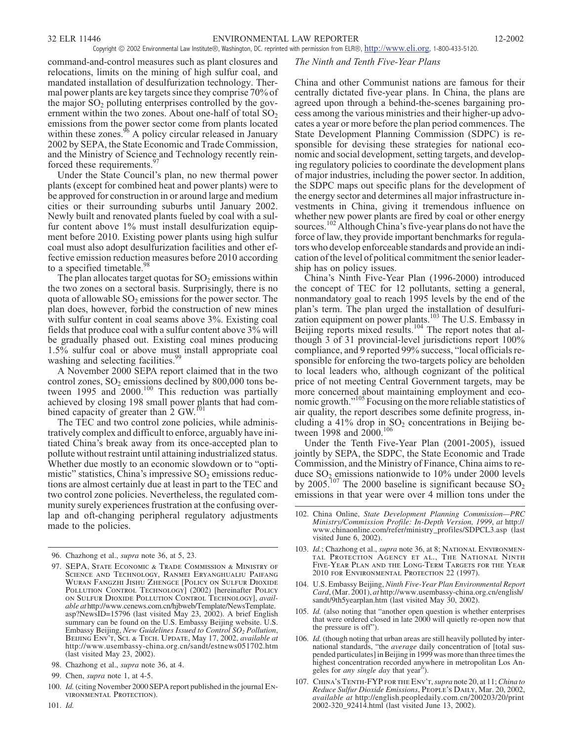command-and-control measures such as plant closures and relocations, limits on the mining of high sulfur coal, and mandated installation of desulfurization technology. Thermal power plants are key targets since they comprise 70% of the major $SO_2$ polluting enterprises controlled by the government within the two zones. About one-half of total $SO_2$ emissions from the power sector come from plants located within these zones.[96] A policy circular released in January 2002 by SEPA, the State Economic and Trade Commission, and the Ministry of Science and Technology recently reinforced these requirements.[97]

Under the State Council's plan, no new thermal power plants (except for combined heat and power plants) were to be approved for construction in or around large and medium cities or their surrounding suburbs until January 2002. Newly built and renovated plants fueled by coal with a sulfur content above 1% must install desulfurization equipment before 2010. Existing power plants using high sulfur coal must also adopt desulfurization facilities and other effective emission reduction measures before 2010 according to a specified timetable.[98]

The plan allocates target quotas for $SO_2$ emissions within the two zones on a sectoral basis. Surprisingly, there is no quota of allowable $SO_2$ emissions for the power sector. The plan does, however, forbid the construction of new mines with sulfur content in coal seams above 3%. Existing coal fields that produce coal with a sulfur content above 3% will be gradually phased out. Existing coal mines producing 1.5% sulfur coal or above must install appropriate coal washing and selecting facilities.[99]

A November 2000 SEPA report claimed that in the two control zones, $SO_2$ emissions declined by 800,000 tons between 1995 and 2000.[100] This reduction was partially achieved by closing 198 small power plants that had combined capacity of greater than 2 GW.[101]

The TEC and two control zone policies, while administratively complex and difficult to enforce, arguably have initiated China's break away from its once-accepted plan to pollute without restraint until attaining industrialized status. Whether due mostly to an economic slowdown or to "optimistic" statistics, China's impressive $SO_2$ emissions reductions are almost certainly due at least in part to the TEC and two control zone policies. Nevertheless, the regulated community surely experiences frustration at the confusing overlap and oft-changing peripheral regulatory adjustments made to the policies.

*The Ninth and Tenth Five-Year Plans*

China and other Communist nations are famous for their centrally dictated five-year plans. In China, the plans are agreed upon through a behind-the-scenes bargaining process among the various ministries and their higher-up advocates a year or more before the plan period commences. The State Development Planning Commission (SDPC) is responsible for devising these strategies for national economic and social development, setting targets, and developing regulatory policies to coordinate the development plans of major industries, including the power sector. In addition, the SDPC maps out specific plans for the development of the energy sector and determines all major infrastructure investments in China, giving it tremendous influence on whether new power plants are fired by coal or other energy sources.[102] Although China's five-year plans do not have the force of law, they provide important benchmarks for regulators who develop enforceable standards and provide an indication of the level of political commitment the senior leadership has on policy issues.

China's Ninth Five-Year Plan (1996-2000) introduced the concept of TEC for 12 pollutants, setting a general, nonmandatory goal to reach 1995 levels by the end of the plan's term. The plan urged the installation of desulfurization equipment on power plants.[103] The U.S. Embassy in Beijing reports mixed results.[104] The report notes that although 3 of 31 provincial-level jurisdictions report 100% compliance, and 9 reported 99% success, "local officials responsible for enforcing the two-targets policy are beholden to local leaders who, although cognizant of the political price of not meeting Central Government targets, may be more concerned about maintaining employment and economic growth."[105] Focusing on the more reliable statistics of air quality, the report describes some definite progress, including a 41% drop in $SO_2$ concentrations in Beijing between 1998 and 2000.[106]

Under the Tenth Five-Year Plan (2001-2005), issued jointly by SEPA, the SDPC, the State Economic and Trade Commission, and the Ministry of Finance, China aims to reduce $SO_2$ emissions nationwide to 10% under 2000 levels by 2005.[107] The 2000 baseline is significant because $SO_2$ emissions in that year were over 4 million tons under the

---

96. Chazhong et al., *supra* note 36, at 5, 23.

97. SEPA, State Economic & Trade Commission & Ministry of Science and Technology, Ranmei Eryanghualiu Paifang Wuran Fangzhi Jishu Zhengce [Policy on Sulfur Dioxide Pollution Control Technology] (2002) [hereinafter Policy on Sulfur Dioxide Pollution Control Technology], *available at* http://www.cenews.com.cn/hjbweb/Template/NewsTemplate.asp?NewsID=15796 (last visited May 23, 2002). A brief English summary can be found on the U.S. Embassy Beijing website. U.S. Embassy Beijing, *New Guidelines Issued to Control $SO_2$ Pollution*, Beijing Env't, Sci. & Tech. Update, May 17, 2002, *available at* http://www.usembassy-china.org.cn/sandt/estnews051702.htm (last visited May 23, 2002).

98. Chazhong et al., *supra* note 36, at 4.

99. Chen, *supra* note 1, at 4-5.

100. *Id.* (citing November 2000 SEPA report published in the journal Environmental Protection).

101. *Id.*

102. China Online, *State Development Planning Commission—PRC Ministry/Commission Profile: In-Depth Version, 1999*, *at* http://www.chinaonline.com/refer/ministry_profiles/SDPCL3.asp (last visited June 6, 2002).

103. *Id.*; Chazhong et al., *supra* note 36, at 8; National Environmental Protection Agency et al., The National Ninth Five-Year Plan and the Long-Term Targets for the Year 2010 for Environmental Protection 22 (1997).

104. U.S. Embassy Beijing, *Ninth Five-Year Plan Environmental Report Card*, (Mar. 2001), *at* http://www.usembassy-china.org.cn/english/sandt/9th5yearplan.htm (last visited May 30, 2002).

105. *Id.* (also noting that "another open question is whether enterprises that were ordered closed in late 2000 will quietly re-open now that the pressure is off").

106. *Id.* (though noting that urban areas are still heavily polluted by international standards, "the *average* daily concentration of [total suspended particulates] in Beijing in 1999 was more than three times the highest concentration recorded anywhere in metropolitan Los Angeles for *any single day* that year").

107. China's Tenth-FYP for the Env't, *supra* note 20, at 11; *China to Reduce Sulfur Dioxide Emissions*, People's Daily, Mar. 20, 2002, *available at* http://english.peopledaily.com.cn/200203/20/print2002-320_92414.html (last visited June 13, 2002).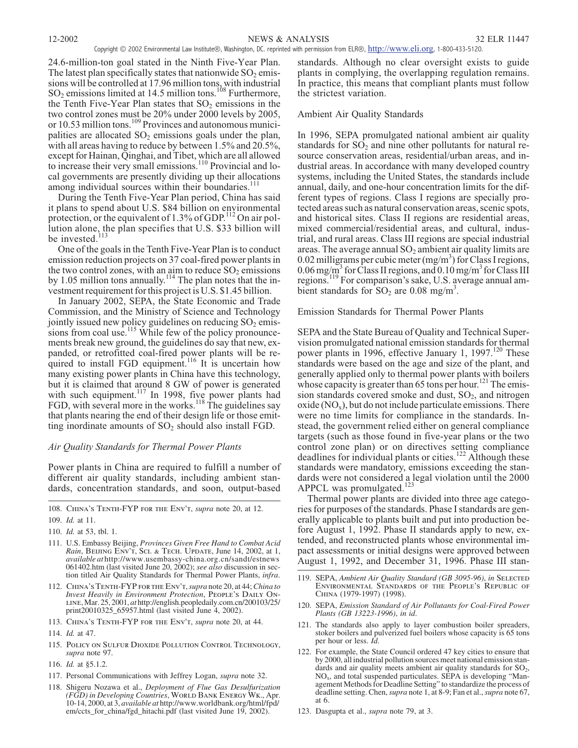24.6-million-ton goal stated in the Ninth Five-Year Plan. The latest plan specifically states that nationwide $SO_2$ emissions will be controlled at 17.96 million tons, with industrial $SO_2$ emissions limited at 14.5 million tons.[108] Furthermore, the Tenth Five-Year Plan states that $SO_2$ emissions in the two control zones must be 20% under 2000 levels by 2005, or 10.53 million tons.[109] Provinces and autonomous municipalities are allocated $SO_2$ emissions goals under the plan, with all areas having to reduce by between 1.5% and 20.5%, except for Hainan, Qinghai, and Tibet, which are all allowed to increase their very small emissions.[110] Provincial and local governments are presently dividing up their allocations among individual sources within their boundaries.[111]

During the Tenth Five-Year Plan period, China has said it plans to spend about U.S. $84 billion on environmental protection, or the equivalent of 1.3% of GDP.[112] On air pollution alone, the plan specifies that U.S. $33 billion will be invested.[113]

One of the goals in the Tenth Five-Year Plan is to conduct emission reduction projects on 37 coal-fired power plants in the two control zones, with an aim to reduce $SO_2$ emissions by 1.05 million tons annually.[114] The plan notes that the investment requirement for this project is U.S. $1.45 billion.

In January 2002, SEPA, the State Economic and Trade Commission, and the Ministry of Science and Technology jointly issued new policy guidelines on reducing $SO_2$ emissions from coal use.[115] While few of the policy pronouncements break new ground, the guidelines do say that new, expanded, or retrofitted coal-fired power plants will be required to install FGD equipment.[116] It is uncertain how many existing power plants in China have this technology, but it is claimed that around 8 GW of power is generated with such equipment.[117] In 1998, five power plants had FGD, with several more in the works.[118] The guidelines say that plants nearing the end of their design life or those emitting inordinate amounts of $SO_2$ should also install FGD.

### *Air Quality Standards for Thermal Power Plants*

Power plants in China are required to fulfill a number of different air quality standards, including ambient standards, concentration standards, and soon, output-based standards. Although no clear oversight exists to guide plants in complying, the overlapping regulation remains. In practice, this means that compliant plants must follow the strictest variation.

#### Ambient Air Quality Standards

In 1996, SEPA promulgated national ambient air quality standards for $SO_2$ and nine other pollutants for natural resource conservation areas, residential/urban areas, and industrial areas. In accordance with many developed country systems, including the United States, the standards include annual, daily, and one-hour concentration limits for the different types of regions. Class I regions are specially protected areas such as natural conservation areas, scenic spots, and historical sites. Class II regions are residential areas, mixed commercial/residential areas, and cultural, industrial, and rural areas. Class III regions are special industrial areas. The average annual $SO_2$ ambient air quality limits are 0.02 milligrams per cubic meter ($mg/m^3$) for Class I regions, 0.06 $mg/m^3$ for Class II regions, and 0.10 $mg/m^3$ for Class III regions.[119] For comparison's sake, U.S. average annual ambient standards for $SO_2$ are 0.08 $mg/m^3$.

#### Emission Standards for Thermal Power Plants

SEPA and the State Bureau of Quality and Technical Supervision promulgated national emission standards for thermal power plants in 1996, effective January 1, 1997.[120] These standards were based on the age and size of the plant, and generally applied only to thermal power plants with boilers whose capacity is greater than 65 tons per hour.[121] The emission standards covered smoke and dust, $SO_2$, and nitrogen oxide ($NO_x$), but do not include particulate emissions. There were no time limits for compliance in the standards. Instead, the government relied either on general compliance targets (such as those found in five-year plans or the two control zone plan) or on directives setting compliance deadlines for individual plants or cities.[122] Although these standards were mandatory, emissions exceeding the standards were not considered a legal violation until the 2000 APPCL was promulgated.[123]

Thermal power plants are divided into three age categories for purposes of the standards. Phase I standards are generally applicable to plants built and put into production before August 1, 1992. Phase II standards apply to new, extended, and reconstructed plants whose environmental impact assessments or initial designs were approved between August 1, 1992, and December 31, 1996. Phase III stan-

---

108. China's Tenth-FYP for the Env't, *supra* note 20, at 12.

109. *Id.* at 11.

110. *Id.* at 53, tbl. 1.

111. U.S. Embassy Beijing, *Provinces Given Free Hand to Combat Acid Rain*, Beijing Env't, Sci. & Tech. Update, June 14, 2002, at 1, *available at* http://www.usembassy-china.org.cn/sandt/estnews 061402.htm (last visited June 20, 2002); *see also* discussion in section titled Air Quality Standards for Thermal Power Plants, *infra*.

112. China's Tenth-FYP for the Env't, *supra* note 20, at 44; *China to Invest Heavily in Environment Protection*, People's Daily Online, Mar. 25, 2001, *at* http://english.peopledaily.com.cn/200103/25/print20010325_65957.html (last visited June 4, 2002).

113. China's Tenth-FYP for the Env't, *supra* note 20, at 44.

114. *Id.* at 47.

115. Policy on Sulfur Dioxide Pollution Control Technology, *supra* note 97.

116. *Id.* at §5.1.2.

117. Personal Communications with Jeffrey Logan, *supra* note 32.

118. Shigeru Nozawa et al., *Deployment of Flue Gas Desulfurization (FGD) in Developing Countries*, World Bank Energy Wk., Apr. 10-14, 2000, at 3, *available at* http://www.worldbank.org/html/fpd/em/ccts_for_china/fgd_hitachi.pdf (last visited June 19, 2002).

119. SEPA, *Ambient Air Quality Standard (GB 3095-96)*, *in* Selected Environmental Standards of the People's Republic of China (1979-1997) (1998).

120. SEPA, *Emission Standard of Air Pollutants for Coal-Fired Power Plants (GB 13223-1996)*, *in id*.

121. The standards also apply to layer combustion boiler spreaders, stoker boilers and pulverized fuel boilers whose capacity is 65 tons per hour or less. *Id.*

122. For example, the State Council ordered 47 key cities to ensure that by 2000, all industrial pollution sources meet national emission standards and air quality meets ambient air quality standards for $SO_2$, $NO_x$, and total suspended particulates. SEPA is developing "Management Methods for Deadline Setting" to standardize the process of deadline setting. Chen, *supra* note 1, at 8-9; Fan et al., *supra* note 67, at 6.

123. Dasgupta et al., *supra* note 79, at 3.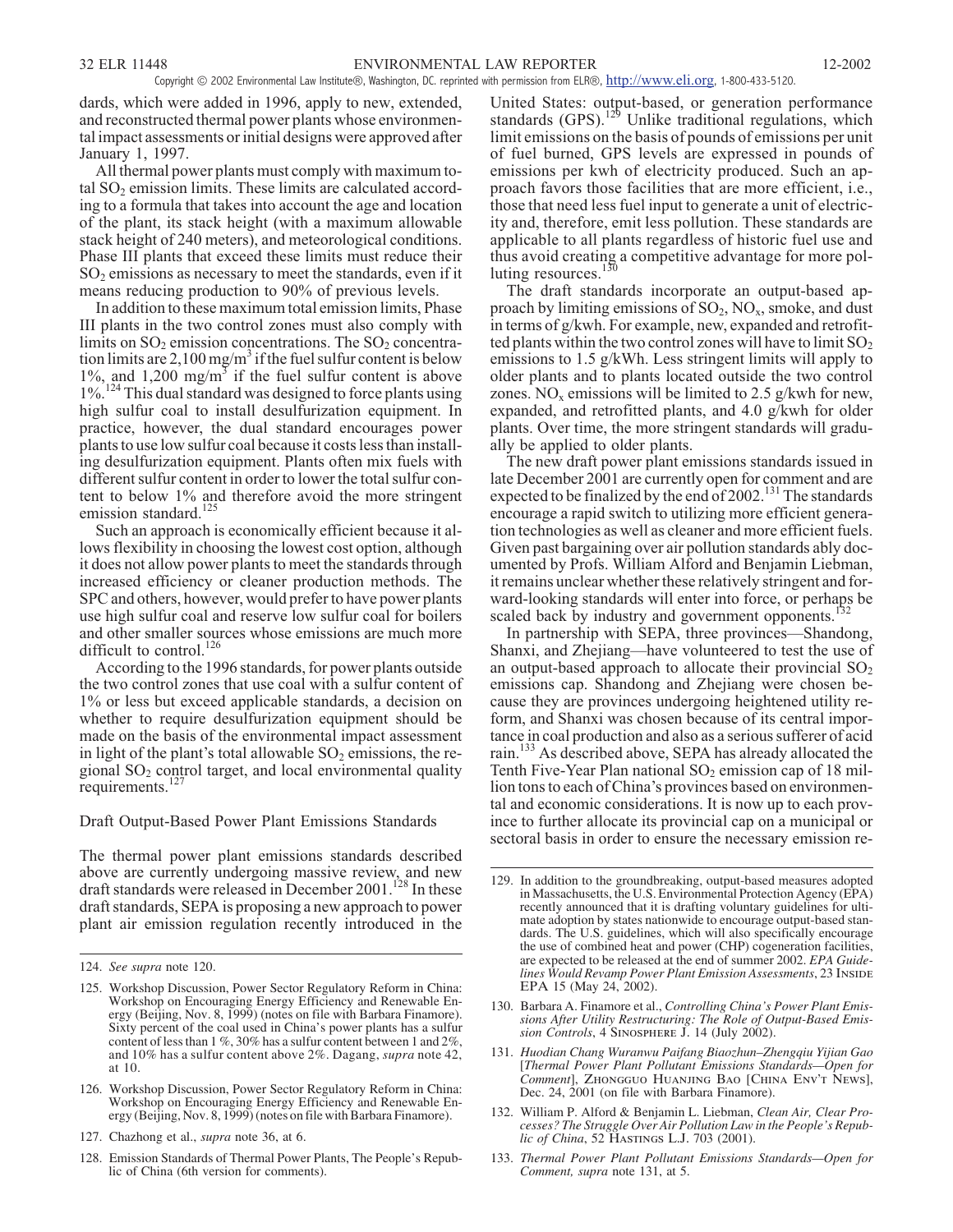dards, which were added in 1996, apply to new, extended, and reconstructed thermal power plants whose environmental impact assessments or initial designs were approved after January 1, 1997.

All thermal power plants must comply with maximum total $SO_2$ emission limits. These limits are calculated according to a formula that takes into account the age and location of the plant, its stack height (with a maximum allowable stack height of 240 meters), and meteorological conditions. Phase III plants that exceed these limits must reduce their $SO_2$ emissions as necessary to meet the standards, even if it means reducing production to 90% of previous levels.

In addition to these maximum total emission limits, Phase III plants in the two control zones must also comply with limits on $SO_2$ emission concentrations. The $SO_2$ concentration limits are 2,100 $mg/m^3$ if the fuel sulfur content is below 1%, and 1,200 $mg/m^3$ if the fuel sulfur content is above 1%.[124] This dual standard was designed to force plants using high sulfur coal to install desulfurization equipment. In practice, however, the dual standard encourages power plants to use low sulfur coal because it costs less than installing desulfurization equipment. Plants often mix fuels with different sulfur content in order to lower the total sulfur content to below 1% and therefore avoid the more stringent emission standard.[125]

Such an approach is economically efficient because it allows flexibility in choosing the lowest cost option, although it does not allow power plants to meet the standards through increased efficiency or cleaner production methods. The SPC and others, however, would prefer to have power plants use high sulfur coal and reserve low sulfur coal for boilers and other smaller sources whose emissions are much more difficult to control.[126]

According to the 1996 standards, for power plants outside the two control zones that use coal with a sulfur content of 1% or less but exceed applicable standards, a decision on whether to require desulfurization equipment should be made on the basis of the environmental impact assessment in light of the plant's total allowable $SO_2$ emissions, the regional $SO_2$ control target, and local environmental quality requirements.[127]

### Draft Output-Based Power Plant Emissions Standards

The thermal power plant emissions standards described above are currently undergoing massive review, and new draft standards were released in December 2001.[128] In these draft standards, SEPA is proposing a new approach to power plant air emission regulation recently introduced in the United States: output-based, or generation performance standards (GPS).[129] Unlike traditional regulations, which limit emissions on the basis of pounds of emissions per unit of fuel burned, GPS levels are expressed in pounds of emissions per kwh of electricity produced. Such an approach favors those facilities that are more efficient, i.e., those that need less fuel input to generate a unit of electricity and, therefore, emit less pollution. These standards are applicable to all plants regardless of historic fuel use and thus avoid creating a competitive advantage for more polluting resources.[130]

The draft standards incorporate an output-based approach by limiting emissions of $SO_2$, $NO_x$, smoke, and dust in terms of g/kwh. For example, new, expanded and retrofitted plants within the two control zones will have to limit $SO_2$ emissions to 1.5 g/kWh. Less stringent limits will apply to older plants and to plants located outside the two control zones. $NO_x$ emissions will be limited to 2.5 g/kwh for new, expanded, and retrofitted plants, and 4.0 g/kwh for older plants. Over time, the more stringent standards will gradually be applied to older plants.

The new draft power plant emissions standards issued in late December 2001 are currently open for comment and are expected to be finalized by the end of 2002.[131] The standards encourage a rapid switch to utilizing more efficient generation technologies as well as cleaner and more efficient fuels. Given past bargaining over air pollution standards ably documented by Profs. William Alford and Benjamin Liebman, it remains unclear whether these relatively stringent and forward-looking standards will enter into force, or perhaps be scaled back by industry and government opponents.[132]

In partnership with SEPA, three provinces—Shandong, Shanxi, and Zhejiang—have volunteered to test the use of an output-based approach to allocate their provincial $SO_2$ emissions cap. Shandong and Zhejiang were chosen because they are provinces undergoing heightened utility reform, and Shanxi was chosen because of its central importance in coal production and also as a serious sufferer of acid rain.[133] As described above, SEPA has already allocated the Tenth Five-Year Plan national $SO_2$ emission cap of 18 million tons to each of China's provinces based on environmental and economic considerations. It is now up to each province to further allocate its provincial cap on a municipal or sectoral basis in order to ensure the necessary emission re-

---

124. *See supra* note 120.

125. Workshop Discussion, Power Sector Regulatory Reform in China: Workshop on Encouraging Energy Efficiency and Renewable Energy (Beijing, Nov. 8, 1999) (notes on file with Barbara Finamore). Sixty percent of the coal used in China's power plants has a sulfur content of less than 1 %, 30% has a sulfur content between 1 and 2%, and 10% has a sulfur content above 2%. Dagang, *supra* note 42, at 10.

126. Workshop Discussion, Power Sector Regulatory Reform in China: Workshop on Encouraging Energy Efficiency and Renewable Energy (Beijing, Nov. 8, 1999) (notes on file with Barbara Finamore).

127. Chazhong et al., *supra* note 36, at 6.

128. Emission Standards of Thermal Power Plants, The People's Republic of China (6th version for comments).

129. In addition to the groundbreaking, output-based measures adopted in Massachusetts, the U.S. Environmental Protection Agency (EPA) recently announced that it is drafting voluntary guidelines for ultimate adoption by states nationwide to encourage output-based standards. The U.S. guidelines, which will also specifically encourage the use of combined heat and power (CHP) cogeneration facilities, are expected to be released at the end of summer 2002. *EPA Guidelines Would Revamp Power Plant Emission Assessments*, 23 Inside EPA 15 (May 24, 2002).

130. Barbara A. Finamore et al., *Controlling China's Power Plant Emissions After Utility Restructuring: The Role of Output-Based Emission Controls*, 4 Sinosphere J. 14 (July 2002).

131. *Huodian Chang Wuranwu Paifang Biaozhun–Zhengqiu Yijian Gao* [*Thermal Power Plant Pollutant Emissions Standards—Open for Comment*], Zhongguo Huanjing Bao [China Env't News], Dec. 24, 2001 (on file with Barbara Finamore).

132. William P. Alford & Benjamin L. Liebman, *Clean Air, Clear Processes? The Struggle Over Air Pollution Law in the People's Republic of China*, 52 Hastings L.J. 703 (2001).

133. *Thermal Power Plant Pollutant Emissions Standards—Open for Comment, supra* note 131, at 5.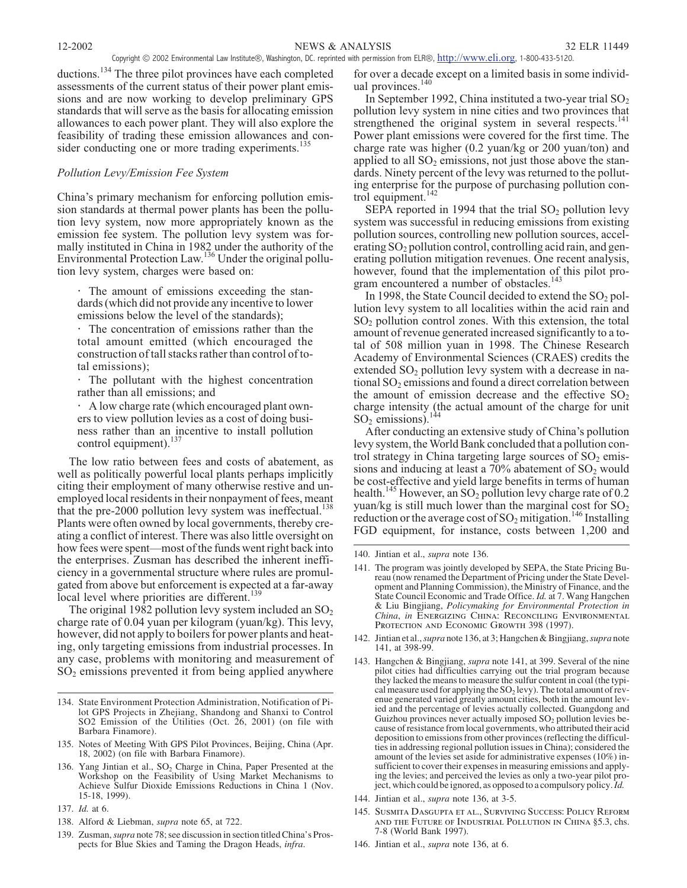ductions.[134] The three pilot provinces have each completed assessments of the current status of their power plant emissions and are now working to develop preliminary GPS standards that will serve as the basis for allocating emission allowances to each power plant. They will also explore the feasibility of trading these emission allowances and consider conducting one or more trading experiments.[135]

*Pollution Levy/Emission Fee System*

China's primary mechanism for enforcing pollution emission standards at thermal power plants has been the pollution levy system, now more appropriately known as the emission fee system. The pollution levy system was formally instituted in China in 1982 under the authority of the Environmental Protection Law.[136] Under the original pollution levy system, charges were based on:

- The amount of emissions exceeding the standards (which did not provide any incentive to lower emissions below the level of the standards);
- The concentration of emissions rather than the total amount emitted (which encouraged the construction of tall stacks rather than control of total emissions);
- The pollutant with the highest concentration rather than all emissions; and
- A low charge rate (which encouraged plant owners to view pollution levies as a cost of doing business rather than an incentive to install pollution control equipment).[137]

The low ratio between fees and costs of abatement, as well as politically powerful local plants perhaps implicitly citing their employment of many otherwise restive and unemployed local residents in their nonpayment of fees, meant that the pre-2000 pollution levy system was ineffectual.[138] Plants were often owned by local governments, thereby creating a conflict of interest. There was also little oversight on how fees were spent—most of the funds went right back into the enterprises. Zusman has described the inherent inefficiency in a governmental structure where rules are promulgated from above but enforcement is expected at a far-away local level where priorities are different.[139]

The original 1982 pollution levy system included an $SO_2$ charge rate of 0.04 yuan per kilogram (yuan/kg). This levy, however, did not apply to boilers for power plants and heating, only targeting emissions from industrial processes. In any case, problems with monitoring and measurement of $SO_2$ emissions prevented it from being applied anywhere for over a decade except on a limited basis in some individual provinces.[140]

In September 1992, China instituted a two-year trial $SO_2$ pollution levy system in nine cities and two provinces that strengthened the original system in several respects.[141] Power plant emissions were covered for the first time. The charge rate was higher (0.2 yuan/kg or 200 yuan/ton) and applied to all $SO_2$ emissions, not just those above the standards. Ninety percent of the levy was returned to the polluting enterprise for the purpose of purchasing pollution control equipment.[142]

SEPA reported in 1994 that the trial $SO_2$ pollution levy system was successful in reducing emissions from existing pollution sources, controlling new pollution sources, accelerating $SO_2$ pollution control, controlling acid rain, and generating pollution mitigation revenues. One recent analysis, however, found that the implementation of this pilot program encountered a number of obstacles.[143]

In 1998, the State Council decided to extend the $SO_2$ pollution levy system to all localities within the acid rain and $SO_2$ pollution control zones. With this extension, the total amount of revenue generated increased significantly to a total of 508 million yuan in 1998. The Chinese Research Academy of Environmental Sciences (CRAES) credits the extended $SO_2$ pollution levy system with a decrease in national $SO_2$ emissions and found a direct correlation between the amount of emission decrease and the effective $SO_2$ charge intensity (the actual amount of the charge for unit $SO_2$ emissions).[144]

After conducting an extensive study of China's pollution levy system, the World Bank concluded that a pollution control strategy in China targeting large sources of $SO_2$ emissions and inducing at least a 70% abatement of $SO_2$ would be cost-effective and yield large benefits in terms of human health.[145] However, an $SO_2$ pollution levy charge rate of 0.2 yuan/kg is still much lower than the marginal cost for $SO_2$ reduction or the average cost of $SO_2$ mitigation.[146] Installing FGD equipment, for instance, costs between 1,200 and

---

134. State Environment Protection Administration, Notification of Pilot GPS Projects in Zhejiang, Shandong and Shanxi to Control SO2 Emission of the Utilities (Oct. 26, 2001) (on file with Barbara Finamore).

135. Notes of Meeting With GPS Pilot Provinces, Beijing, China (Apr. 18, 2002) (on file with Barbara Finamore).

136. Yang Jintian et al., $SO_2$ Charge in China, Paper Presented at the Workshop on the Feasibility of Using Market Mechanisms to Achieve Sulfur Dioxide Emissions Reductions in China 1 (Nov. 15-18, 1999).

137. *Id.* at 6.

138. Alford & Liebman, *supra* note 65, at 722.

139. Zusman, *supra* note 78; see discussion in section titled China's Prospects for Blue Skies and Taming the Dragon Heads, *infra*.

140. Jintian et al., *supra* note 136.

141. The program was jointly developed by SEPA, the State Pricing Bureau (now renamed the Department of Pricing under the State Development and Planning Commission), the Ministry of Finance, and the State Council Economic and Trade Office. *Id.* at 7. Wang Hangchen & Liu Bingjiang, *Policymaking for Environmental Protection in China*, *in* ENERGIZING CHINA: RECONCILING ENVIRONMENTAL PROTECTION AND ECONOMIC GROWTH 398 (1997).

142. Jintian et al., *supra* note 136, at 3; Hangchen & Bingjiang, *supra* note 141, at 398-99.

143. Hangchen & Bingjiang, *supra* note 141, at 399. Several of the nine pilot cities had difficulties carrying out the trial program because they lacked the means to measure the sulfur content in coal (the typical measure used for applying the $SO_2$ levy). The total amount of revenue generated varied greatly amount cities, both in the amount levied and the percentage of levies actually collected. Guangdong and Guizhou provinces never actually imposed $SO_2$ pollution levies because of resistance from local governments, who attributed their acid deposition to emissions from other provinces (reflecting the difficulties in addressing regional pollution issues in China); considered the amount of the levies set aside for administrative expenses (10%) insufficient to cover their expenses in measuring emissions and applying the levies; and perceived the levies as only a two-year pilot project, which could be ignored, as opposed to a compulsory policy. *Id.*

144. Jintian et al., *supra* note 136, at 3-5.

145. SUSMITA DASGUPTA ET AL., SURVIVING SUCCESS: POLICY REFORM AND THE FUTURE OF INDUSTRIAL POLLUTION IN CHINA §5.3, chs. 7-8 (World Bank 1997).

146. Jintian et al., *supra* note 136, at 6.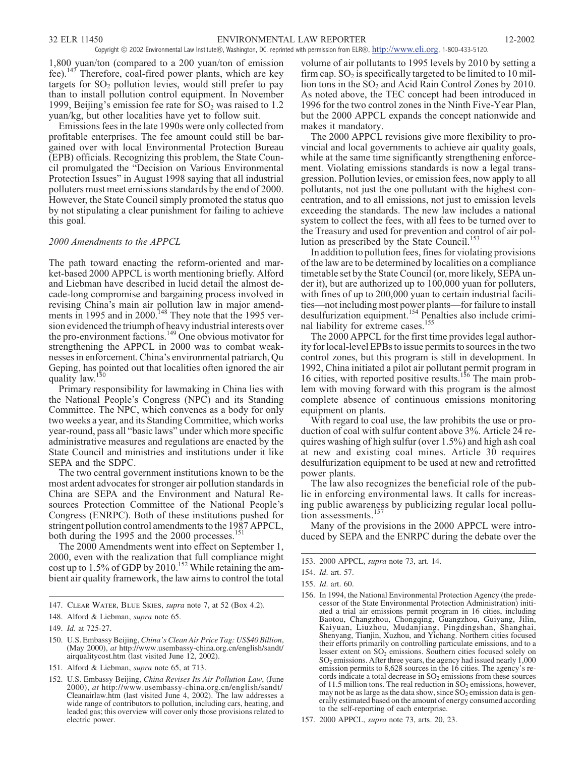1,800 yuan/ton (compared to a 200 yuan/ton of emission fee).[147] Therefore, coal-fired power plants, which are key targets for $SO_2$ pollution levies, would still prefer to pay than to install pollution control equipment. In November 1999, Beijing's emission fee rate for $SO_2$ was raised to 1.2 yuan/kg, but other localities have yet to follow suit.

Emissions fees in the late 1990s were only collected from profitable enterprises. The fee amount could still be bargained over with local Environmental Protection Bureau (EPB) officials. Recognizing this problem, the State Council promulgated the "Decision on Various Environmental Protection Issues" in August 1998 saying that all industrial polluters must meet emissions standards by the end of 2000. However, the State Council simply promoted the status quo by not stipulating a clear punishment for failing to achieve this goal.

### *2000 Amendments to the APPCL*

The path toward enacting the reform-oriented and market-based 2000 APPCL is worth mentioning briefly. Alford and Liebman have described in lucid detail the almost decade-long compromise and bargaining process involved in revising China's main air pollution law in major amendments in 1995 and in 2000.[148] They note that the 1995 version evidenced the triumph of heavy industrial interests over the pro-environment factions.[149] One obvious motivator for strengthening the APPCL in 2000 was to combat weaknesses in enforcement. China's environmental patriarch, Qu Geping, has pointed out that localities often ignored the air quality law.[150]

Primary responsibility for lawmaking in China lies with the National People's Congress (NPC) and its Standing Committee. The NPC, which convenes as a body for only two weeks a year, and its Standing Committee, which works year-round, pass all "basic laws" under which more specific administrative measures and regulations are enacted by the State Council and ministries and institutions under it like SEPA and the SDPC.

The two central government institutions known to be the most ardent advocates for stronger air pollution standards in China are SEPA and the Environment and Natural Resources Protection Committee of the National People's Congress (ENRPC). Both of these institutions pushed for stringent pollution control amendments to the 1987 APPCL, both during the 1995 and the 2000 processes.[151]

The 2000 Amendments went into effect on September 1, 2000, even with the realization that full compliance might cost up to 1.5% of GDP by 2010.[152] While retaining the ambient air quality framework, the law aims to control the total volume of air pollutants to 1995 levels by 2010 by setting a firm cap. $SO_2$ is specifically targeted to be limited to 10 million tons in the $SO_2$ and Acid Rain Control Zones by 2010. As noted above, the TEC concept had been introduced in 1996 for the two control zones in the Ninth Five-Year Plan, but the 2000 APPCL expands the concept nationwide and makes it mandatory.

The 2000 APPCL revisions give more flexibility to provincial and local governments to achieve air quality goals, while at the same time significantly strengthening enforcement. Violating emissions standards is now a legal transgression. Pollution levies, or emission fees, now apply to all pollutants, not just the one pollutant with the highest concentration, and to all emissions, not just to emission levels exceeding the standards. The new law includes a national system to collect the fees, with all fees to be turned over to the Treasury and used for prevention and control of air pollution as prescribed by the State Council.[153]

In addition to pollution fees, fines for violating provisions of the law are to be determined by localities on a compliance timetable set by the State Council (or, more likely, SEPA under it), but are authorized up to 100,000 yuan for polluters, with fines of up to 200,000 yuan to certain industrial facilities—not including most power plants—for failure to install desulfurization equipment.[154] Penalties also include criminal liability for extreme cases.[155]

The 2000 APPCL for the first time provides legal authority for local-level EPBs to issue permits to sources in the two control zones, but this program is still in development. In 1992, China initiated a pilot air pollutant permit program in 16 cities, with reported positive results.[156] The main problem with moving forward with this program is the almost complete absence of continuous emissions monitoring equipment on plants.

With regard to coal use, the law prohibits the use or production of coal with sulfur content above 3%. Article 24 requires washing of high sulfur (over 1.5%) and high ash coal at new and existing coal mines. Article 30 requires desulfurization equipment to be used at new and retrofitted power plants.

The law also recognizes the beneficial role of the public in enforcing environmental laws. It calls for increasing public awareness by publicizing regular local pollution assessments.[157]

Many of the provisions in the 2000 APPCL were introduced by SEPA and the ENRPC during the debate over the

---

147. Clear Water, Blue Skies, *supra* note 7, at 52 (Box 4.2).

148. Alford & Liebman, *supra* note 65.

149. *Id.* at 725-27.

150. U.S. Embassy Beijing, *China's Clean Air Price Tag: US$40 Billion*, (May 2000), *at* http://www.usembassy-china.org.cn/english/sandt/airqualitycost.htm (last visited June 12, 2002).

151. Alford & Liebman, *supra* note 65, at 713.

152. U.S. Embassy Beijing, *China Revises Its Air Pollution Law*, (June 2000), *at* http://www.usembassy-china.org.cn/english/sandt/Cleanairlaw.htm (last visited June 4, 2002). The law addresses a wide range of contributors to pollution, including cars, heating, and leaded gas; this overview will cover only those provisions related to electric power.

153. 2000 APPCL, *supra* note 73, art. 14.

154. *Id.* art. 57.

155. *Id.* art. 60.

156. In 1994, the National Environmental Protection Agency (the predecessor of the State Environmental Protection Administration) initiated a trial air emissions permit program in 16 cities, including Baotou, Changzhou, Chongqing, Guangzhou, Guiyang, Jilin, Kaiyuan, Liuzhou, Mudanjiang, Pingdingshan, Shanghai, Shenyang, Tianjin, Xuzhou, and Yichang. Northern cities focused their efforts primarily on controlling particulate emissions, and to a lesser extent on $SO_2$ emissions. Southern cities focused solely on $SO_2$ emissions. After three years, the agency had issued nearly 1,000 emission permits to 8,628 sources in the 16 cities. The agency's records indicate a total decrease in $SO_2$ emissions from these sources of 11.5 million tons. The real reduction in $SO_2$ emissions, however, may not be as large as the data show, since $SO_2$ emission data is generally estimated based on the amount of energy consumed according to the self-reporting of each enterprise.

157. 2000 APPCL, *supra* note 73, arts. 20, 23.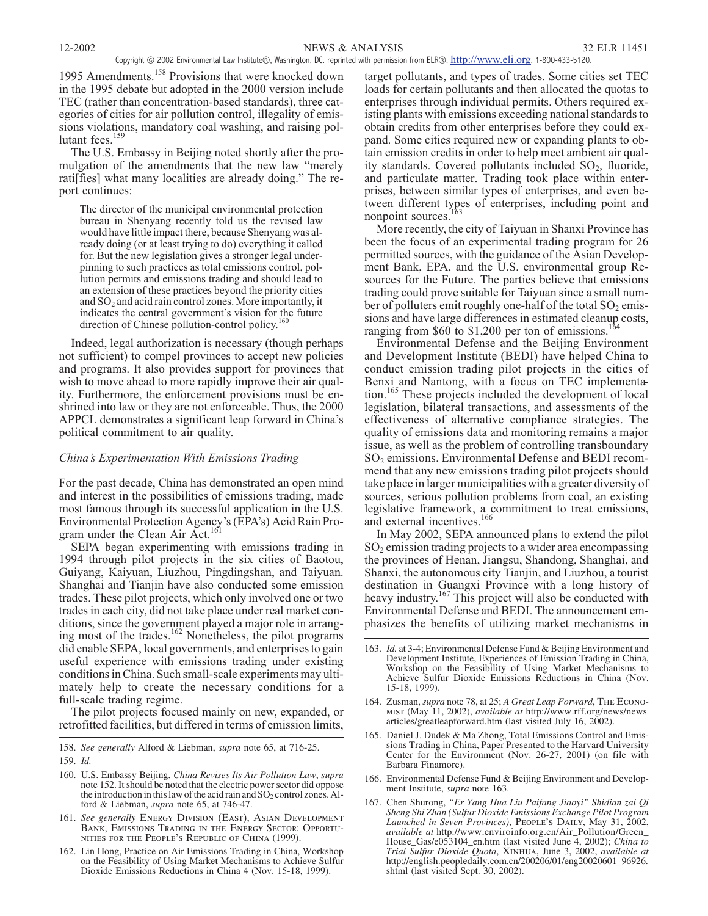1995 Amendments.[158] Provisions that were knocked down in the 1995 debate but adopted in the 2000 version include TEC (rather than concentration-based standards), three categories of cities for air pollution control, illegality of emissions violations, mandatory coal washing, and raising pollutant fees.[159]

The U.S. Embassy in Beijing noted shortly after the promulgation of the amendments that the new law "merely rati[fies] what many localities are already doing." The report continues:

> The director of the municipal environmental protection bureau in Shenyang recently told us the revised law would have little impact there, because Shenyang was already doing (or at least trying to do) everything it called for. But the new legislation gives a stronger legal underpinning to such practices as total emissions control, pollution permits and emissions trading and should lead to an extension of these practices beyond the priority cities and $SO_2$ and acid rain control zones. More importantly, it indicates the central government's vision for the future direction of Chinese pollution-control policy.[160]

Indeed, legal authorization is necessary (though perhaps not sufficient) to compel provinces to accept new policies and programs. It also provides support for provinces that wish to move ahead to more rapidly improve their air quality. Furthermore, the enforcement provisions must be enshrined into law or they are not enforceable. Thus, the 2000 APPCL demonstrates a significant leap forward in China's political commitment to air quality.

### *China's Experimentation With Emissions Trading*

For the past decade, China has demonstrated an open mind and interest in the possibilities of emissions trading, made most famous through its successful application in the U.S. Environmental Protection Agency's (EPA's) Acid Rain Program under the Clean Air Act.[161]

SEPA began experimenting with emissions trading in 1994 through pilot projects in the six cities of Baotou, Guiyang, Kaiyuan, Liuzhou, Pingdingshan, and Taiyuan. Shanghai and Tianjin have also conducted some emission trades. These pilot projects, which only involved one or two trades in each city, did not take place under real market conditions, since the government played a major role in arranging most of the trades.[162] Nonetheless, the pilot programs did enable SEPA, local governments, and enterprises to gain useful experience with emissions trading under existing conditions in China. Such small-scale experiments may ultimately help to create the necessary conditions for a full-scale trading regime.

The pilot projects focused mainly on new, expanded, or retrofitted facilities, but differed in terms of emission limits, target pollutants, and types of trades. Some cities set TEC loads for certain pollutants and then allocated the quotas to enterprises through individual permits. Others required existing plants with emissions exceeding national standards to obtain credits from other enterprises before they could expand. Some cities required new or expanding plants to obtain emission credits in order to help meet ambient air quality standards. Covered pollutants included $SO_2$, fluoride, and particulate matter. Trading took place within enterprises, between similar types of enterprises, and even between different types of enterprises, including point and nonpoint sources.[163]

More recently, the city of Taiyuan in Shanxi Province has been the focus of an experimental trading program for 26 permitted sources, with the guidance of the Asian Development Bank, EPA, and the U.S. environmental group Resources for the Future. The parties believe that emissions trading could prove suitable for Taiyuan since a small number of polluters emit roughly one-half of the total $SO_2$ emissions and have large differences in estimated cleanup costs, ranging from \$60 to \$1,200 per ton of emissions.[164]

Environmental Defense and the Beijing Environment and Development Institute (BEDI) have helped China to conduct emission trading pilot projects in the cities of Benxi and Nantong, with a focus on TEC implementation.[165] These projects included the development of local legislation, bilateral transactions, and assessments of the effectiveness of alternative compliance strategies. The quality of emissions data and monitoring remains a major issue, as well as the problem of controlling transboundary $SO_2$ emissions. Environmental Defense and BEDI recommend that any new emissions trading pilot projects should take place in larger municipalities with a greater diversity of sources, serious pollution problems from coal, an existing legislative framework, a commitment to treat emissions, and external incentives.[166]

In May 2002, SEPA announced plans to extend the pilot $SO_2$ emission trading projects to a wider area encompassing the provinces of Henan, Jiangsu, Shandong, Shanghai, and Shanxi, the autonomous city Tianjin, and Liuzhou, a tourist destination in Guangxi Province with a long history of heavy industry.[167] This project will also be conducted with Environmental Defense and BEDI. The announcement emphasizes the benefits of utilizing market mechanisms in

---

158. *See generally* Alford & Liebman, *supra* note 65, at 716-25.

159. *Id.*

160. U.S. Embassy Beijing, *China Revises Its Air Pollution Law*, *supra* note 152. It should be noted that the electric power sector did oppose the introduction in this law of the acid rain and $SO_2$ control zones. Alford & Liebman, *supra* note 65, at 746-47.

161. *See generally* Energy Division (East), Asian Development Bank, Emissions Trading in the Energy Sector: Opportunities for the People's Republic of China (1999).

162. Lin Hong, Practice on Air Emissions Trading in China, Workshop on the Feasibility of Using Market Mechanisms to Achieve Sulfur Dioxide Emissions Reductions in China 4 (Nov. 15-18, 1999).

163. *Id.* at 3-4; Environmental Defense Fund & Beijing Environment and Development Institute, Experiences of Emission Trading in China, Workshop on the Feasibility of Using Market Mechanisms to Achieve Sulfur Dioxide Emissions Reductions in China (Nov. 15-18, 1999).

164. Zusman, *supra* note 78, at 25; *A Great Leap Forward*, The Economist (May 11, 2002), *available at* http://www.rff.org/news/news articles/greatleapforward.htm (last visited July 16, 2002).

165. Daniel J. Dudek & Ma Zhong, Total Emissions Control and Emissions Trading in China, Paper Presented to the Harvard University Center for the Environment (Nov. 26-27, 2001) (on file with Barbara Finamore).

166. Environmental Defense Fund & Beijing Environment and Development Institute, *supra* note 163.

167. Chen Shurong, *"Er Yang Hua Liu Paifang Jiaoyi" Shidian zai Qi Sheng Shi Zhan (Sulfur Dioxide Emissions Exchange Pilot Program Launched in Seven Provinces)*, People's Daily, May 31, 2002, *available at* http://www.enviroinfo.org.cn/Air_Pollution/Green_House_Gas/e053104_en.htm (last visited June 4, 2002); *China to Trial Sulfur Dioxide Quota*, Xinhua, June 3, 2002, *available at* http://english.peopledaily.com.cn/200206/01/eng20020601_96926.shtml (last visited Sept. 30, 2002).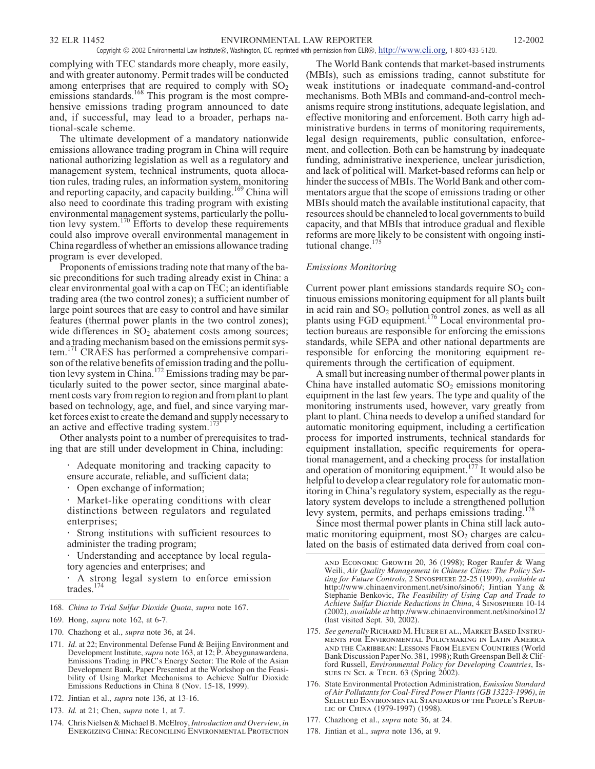complying with TEC standards more cheaply, more easily, and with greater autonomy. Permit trades will be conducted among enterprises that are required to comply with $SO_2$ emissions standards.[168] This program is the most comprehensive emissions trading program announced to date and, if successful, may lead to a broader, perhaps national-scale scheme.

The ultimate development of a mandatory nationwide emissions allowance trading program in China will require national authorizing legislation as well as a regulatory and management system, technical instruments, quota allocation rules, trading rules, an information system, monitoring and reporting capacity, and capacity building.[169] China will also need to coordinate this trading program with existing environmental management systems, particularly the pollution levy system.[170] Efforts to develop these requirements could also improve overall environmental management in China regardless of whether an emissions allowance trading program is ever developed.

Proponents of emissions trading note that many of the basic preconditions for such trading already exist in China: a clear environmental goal with a cap on TEC; an identifiable trading area (the two control zones); a sufficient number of large point sources that are easy to control and have similar features (thermal power plants in the two control zones); wide differences in $SO_2$ abatement costs among sources; and a trading mechanism based on the emissions permit system.[171] CRAES has performed a comprehensive comparison of the relative benefits of emission trading and the pollution levy system in China.[172] Emissions trading may be particularly suited to the power sector, since marginal abatement costs vary from region to region and from plant to plant based on technology, age, and fuel, and since varying market forces exist to create the demand and supply necessary to an active and effective trading system.[173]

Other analysts point to a number of prerequisites to trading that are still under development in China, including:

- Adequate monitoring and tracking capacity to ensure accurate, reliable, and sufficient data;
- Open exchange of information;
- Market-like operating conditions with clear distinctions between regulators and regulated enterprises;
- Strong institutions with sufficient resources to administer the trading program;
- Understanding and acceptance by local regulatory agencies and enterprises; and
- A strong legal system to enforce emission trades.[174]

The World Bank contends that market-based instruments (MBIs), such as emissions trading, cannot substitute for weak institutions or inadequate command-and-control mechanisms. Both MBIs and command-and-control mechanisms require strong institutions, adequate legislation, and effective monitoring and enforcement. Both carry high administrative burdens in terms of monitoring requirements, legal design requirements, public consultation, enforcement, and collection. Both can be hamstrung by inadequate funding, administrative inexperience, unclear jurisdiction, and lack of political will. Market-based reforms can help or hinder the success of MBIs. The World Bank and other commentators argue that the scope of emissions trading or other MBIs should match the available institutional capacity, that resources should be channeled to local governments to build capacity, and that MBIs that introduce gradual and flexible reforms are more likely to be consistent with ongoing institutional change.[175]

### *Emissions Monitoring*

Current power plant emissions standards require $SO_2$ continuous emissions monitoring equipment for all plants built in acid rain and $SO_2$ pollution control zones, as well as all plants using FGD equipment.[176] Local environmental protection bureaus are responsible for enforcing the emissions standards, while SEPA and other national departments are responsible for enforcing the monitoring equipment requirements through the certification of equipment.

A small but increasing number of thermal power plants in China have installed automatic $SO_2$ emissions monitoring equipment in the last few years. The type and quality of the monitoring instruments used, however, vary greatly from plant to plant. China needs to develop a unified standard for automatic monitoring equipment, including a certification process for imported instruments, technical standards for equipment installation, specific requirements for operational management, and a checking process for installation and operation of monitoring equipment.[177] It would also be helpful to develop a clear regulatory role for automatic monitoring in China's regulatory system, especially as the regulatory system develops to include a strengthened pollution levy system, permits, and perhaps emissions trading.[178]

Since most thermal power plants in China still lack automatic monitoring equipment, most $SO_2$ charges are calculated on the basis of estimated data derived from coal con-

---

168. *China to Trial Sulfur Dioxide Quota*, *supra* note 167.

169. Hong, *supra* note 162, at 6-7.

170. Chazhong et al., *supra* note 36, at 24.

171. *Id*. at 22; Environmental Defense Fund & Beijing Environment and Development Institute, *supra* note 163, at 12; P. Abeygunawardena, Emissions Trading in PRC's Energy Sector: The Role of the Asian Development Bank, Paper Presented at the Workshop on the Feasibility of Using Market Mechanisms to Achieve Sulfur Dioxide Emissions Reductions in China 8 (Nov. 15-18, 1999).

172. Jintian et al., *supra* note 136, at 13-16.

173. *Id.* at 21; Chen, *supra* note 1, at 7.

174. Chris Nielsen & Michael B. McElroy, *Introduction and Overview*, *in* Energizing China: Reconciling Environmental Protection and Economic Growth 20, 36 (1998); Roger Raufer & Wang Weili, *Air Quality Management in Chinese Cities: The Policy Setting for Future Controls*, 2 Sinosphere 22-25 (1999), *available at* http://www.chinaenvironment.net/sino/sino6/; Jintian Yang & Stephanie Benkovic, *The Feasibility of Using Cap and Trade to Achieve Sulfur Dioxide Reductions in China*, 4 Sinosphere 10-14 (2002), *available at* http://www.chinaenvironment.net/sino/sino12/ (last visited Sept. 30, 2002).

175. *See generally* Richard M. Huber et al., Market Based Instruments for Environmental Policymaking in Latin America and the Caribbean: Lessons From Eleven Countries (World Bank Discussion Paper No. 381, 1998); Ruth Greenspan Bell & Clifford Russell, *Environmental Policy for Developing Countries*, Issues in Sci. & Tech. 63 (Spring 2002).

176. State Environmental Protection Administration, *Emission Standard of Air Pollutants for Coal-Fired Power Plants (GB 13223-1996)*, *in* Selected Environmental Standards of the People's Republic of China (1979-1997) (1998).

177. Chazhong et al., *supra* note 36, at 24.

178. Jintian et al., *supra* note 136, at 9.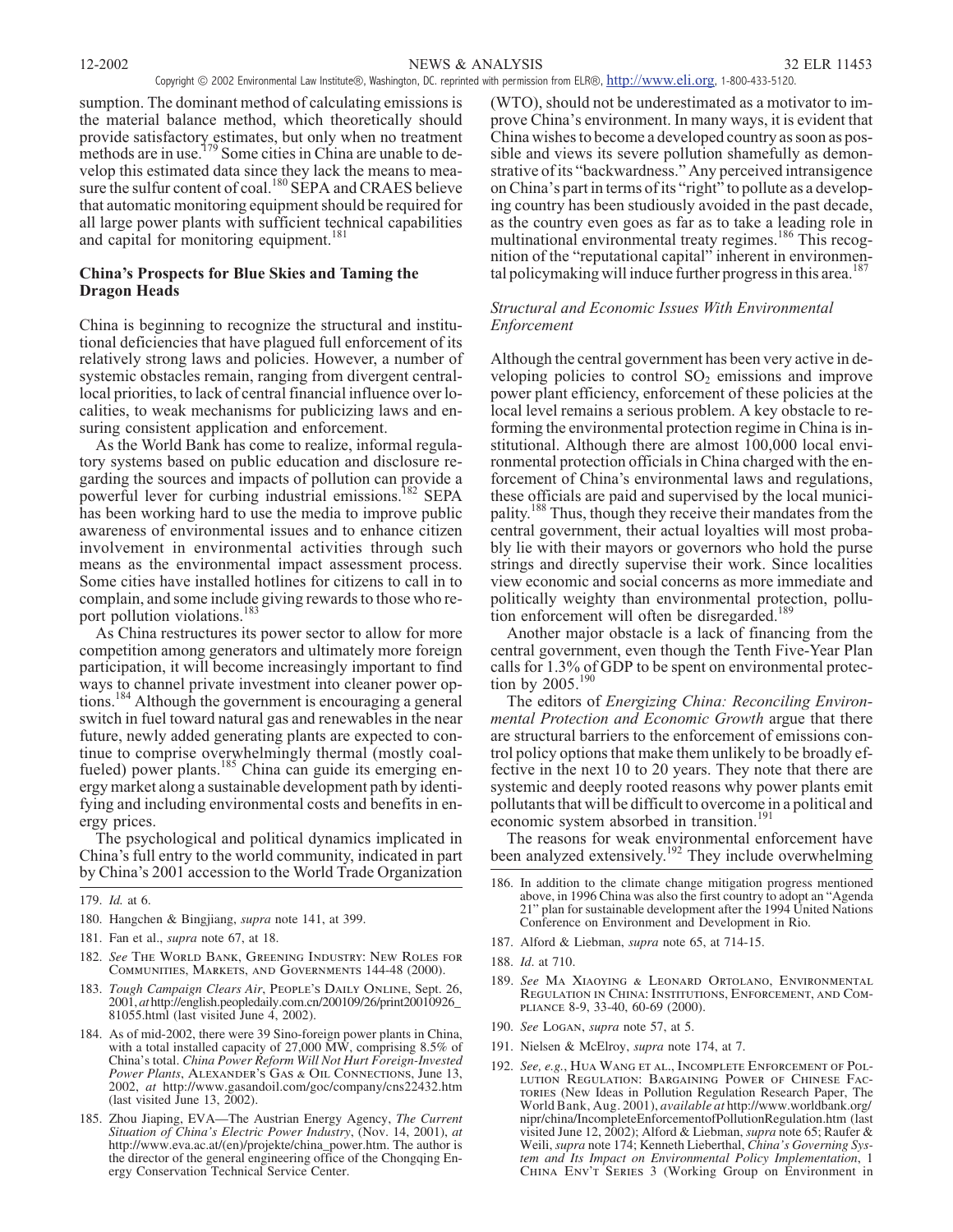sumption. The dominant method of calculating emissions is the material balance method, which theoretically should provide satisfactory estimates, but only when no treatment methods are in use.[179] Some cities in China are unable to develop this estimated data since they lack the means to measure the sulfur content of coal.[180] SEPA and CRAES believe that automatic monitoring equipment should be required for all large power plants with sufficient technical capabilities and capital for monitoring equipment.[181]

## China's Prospects for Blue Skies and Taming the Dragon Heads

China is beginning to recognize the structural and institutional deficiencies that have plagued full enforcement of its relatively strong laws and policies. However, a number of systemic obstacles remain, ranging from divergent central-local priorities, to lack of central financial influence over localities, to weak mechanisms for publicizing laws and ensuring consistent application and enforcement.

As the World Bank has come to realize, informal regulatory systems based on public education and disclosure regarding the sources and impacts of pollution can provide a powerful lever for curbing industrial emissions.[182] SEPA has been working hard to use the media to improve public awareness of environmental issues and to enhance citizen involvement in environmental activities through such means as the environmental impact assessment process. Some cities have installed hotlines for citizens to call in to complain, and some include giving rewards to those who report pollution violations.[183]

As China restructures its power sector to allow for more competition among generators and ultimately more foreign participation, it will become increasingly important to find ways to channel private investment into cleaner power options.[184] Although the government is encouraging a general switch in fuel toward natural gas and renewables in the near future, newly added generating plants are expected to continue to comprise overwhelmingly thermal (mostly coal-fueled) power plants.[185] China can guide its emerging energy market along a sustainable development path by identifying and including environmental costs and benefits in energy prices.

The psychological and political dynamics implicated in China's full entry to the world community, indicated in part by China's 2001 accession to the World Trade Organization (WTO), should not be underestimated as a motivator to improve China's environment. In many ways, it is evident that China wishes to become a developed country as soon as possible and views its severe pollution shamefully as demonstrative of its "backwardness." Any perceived intransigence on China's part in terms of its "right" to pollute as a developing country has been studiously avoided in the past decade, as the country even goes as far as to take a leading role in multinational environmental treaty regimes.[186] This recognition of the "reputational capital" inherent in environmental policymaking will induce further progress in this area.[187]

### *Structural and Economic Issues With Environmental Enforcement*

Although the central government has been very active in developing policies to control $SO_2$ emissions and improve power plant efficiency, enforcement of these policies at the local level remains a serious problem. A key obstacle to reforming the environmental protection regime in China is institutional. Although there are almost 100,000 local environmental protection officials in China charged with the enforcement of China's environmental laws and regulations, these officials are paid and supervised by the local municipality.[188] Thus, though they receive their mandates from the central government, their actual loyalties will most probably lie with their mayors or governors who hold the purse strings and directly supervise their work. Since localities view economic and social concerns as more immediate and politically weighty than environmental protection, pollution enforcement will often be disregarded.[189]

Another major obstacle is a lack of financing from the central government, even though the Tenth Five-Year Plan calls for 1.3% of GDP to be spent on environmental protection by 2005.[190]

The editors of *Energizing China: Reconciling Environmental Protection and Economic Growth* argue that there are structural barriers to the enforcement of emissions control policy options that make them unlikely to be broadly effective in the next 10 to 20 years. They note that there are systemic and deeply rooted reasons why power plants emit pollutants that will be difficult to overcome in a political and economic system absorbed in transition.[191]

The reasons for weak environmental enforcement have been analyzed extensively.[192] They include overwhelming

---

179. *Id.* at 6.

180. Hangchen & Bingjiang, *supra* note 141, at 399.

181. Fan et al., *supra* note 67, at 18.

182. *See* The World Bank, Greening Industry: New Roles for Communities, Markets, and Governments 144-48 (2000).

183. *Tough Campaign Clears Air*, People's Daily Online, Sept. 26, 2001, *at* http://english.peopledaily.com.cn/200109/26/print20010926_81055.html (last visited June 4, 2002).

184. As of mid-2002, there were 39 Sino-foreign power plants in China, with a total installed capacity of 27,000 MW, comprising 8.5% of China's total. *China Power Reform Will Not Hurt Foreign-Invested Power Plants*, Alexander's Gas & Oil Connections, June 13, 2002, *at* http://www.gasandoil.com/goc/company/cns22432.htm (last visited June 13, 2002).

185. Zhou Jiaping, EVA—The Austrian Energy Agency, *The Current Situation of China's Electric Power Industry*, (Nov. 14, 2001), *at* http://www.eva.ac.at/(en)/projekte/china_power.htm. The author is the director of the general engineering office of the Chongqing Energy Conservation Technical Service Center.

186. In addition to the climate change mitigation progress mentioned above, in 1996 China was also the first country to adopt an "Agenda 21" plan for sustainable development after the 1994 United Nations Conference on Environment and Development in Rio.

187. Alford & Liebman, *supra* note 65, at 714-15.

188. *Id.* at 710.

189. *See* Ma Xiaoying & Leonard Ortolano, Environmental Regulation in China: Institutions, Enforcement, and Compliance 8-9, 33-40, 60-69 (2000).

190. *See* Logan, *supra* note 57, at 5.

191. Nielsen & McElroy, *supra* note 174, at 7.

192. *See, e.g.*, Hua Wang et al., Incomplete Enforcement of Pollution Regulation: Bargaining Power of Chinese Factories (New Ideas in Pollution Regulation Research Paper, The World Bank, Aug. 2001), *available at* http://www.worldbank.org/nipr/china/IncompleteEnforcementofPollutionRegulation.htm (last visited June 12, 2002); Alford & Liebman, *supra* note 65; Raufer & Weili, *supra* note 174; Kenneth Lieberthal, *China's Governing System and Its Impact on Environmental Policy Implementation*, 1 China Env't Series 3 (Working Group on Environment in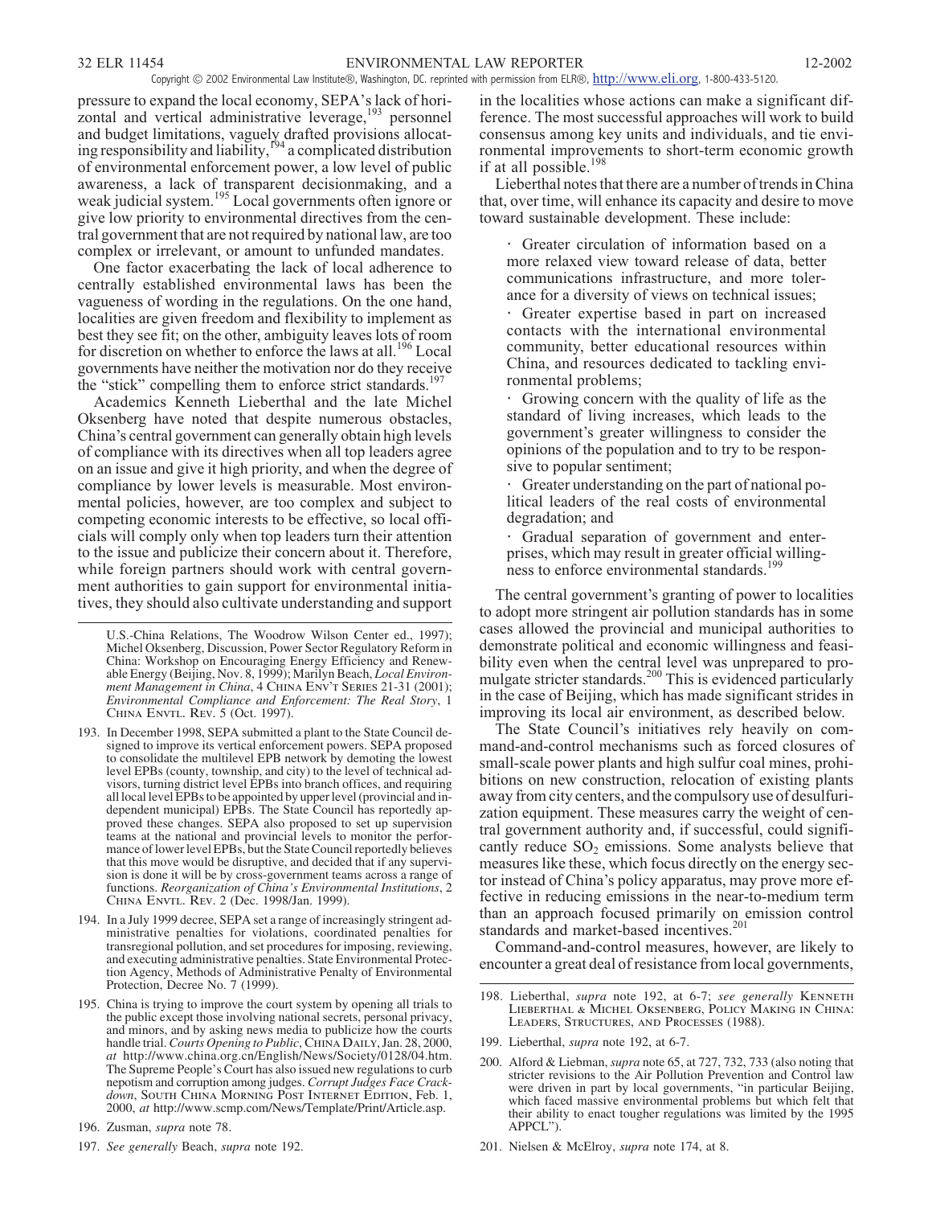pressure to expand the local economy, SEPA's lack of horizontal and vertical administrative leverage,[193] personnel and budget limitations, vaguely drafted provisions allocating responsibility and liability,[194] a complicated distribution of environmental enforcement power, a low level of public awareness, a lack of transparent decisionmaking, and a weak judicial system.[195] Local governments often ignore or give low priority to environmental directives from the central government that are not required by national law, are too complex or irrelevant, or amount to unfunded mandates.

One factor exacerbating the lack of local adherence to centrally established environmental laws has been the vagueness of wording in the regulations. On the one hand, localities are given freedom and flexibility to implement as best they see fit; on the other, ambiguity leaves lots of room for discretion on whether to enforce the laws at all.[196] Local governments have neither the motivation nor do they receive the "stick" compelling them to enforce strict standards.[197]

Academics Kenneth Lieberthal and the late Michel Oksenberg have noted that despite numerous obstacles, China's central government can generally obtain high levels of compliance with its directives when all top leaders agree on an issue and give it high priority, and when the degree of compliance by lower levels is measurable. Most environmental policies, however, are too complex and subject to competing economic interests to be effective, so local officials will comply only when top leaders turn their attention to the issue and publicize their concern about it. Therefore, while foreign partners should work with central government authorities to gain support for environmental initiatives, they should also cultivate understanding and support in the localities whose actions can make a significant difference. The most successful approaches will work to build consensus among key units and individuals, and tie environmental improvements to short-term economic growth if at all possible.[198]

Lieberthal notes that there are a number of trends in China that, over time, will enhance its capacity and desire to move toward sustainable development. These include:

- Greater circulation of information based on a more relaxed view toward release of data, better communications infrastructure, and more tolerance for a diversity of views on technical issues;
- Greater expertise based in part on increased contacts with the international environmental community, better educational resources within China, and resources dedicated to tackling environmental problems;
- Growing concern with the quality of life as the standard of living increases, which leads to the government's greater willingness to consider the opinions of the population and to try to be responsive to popular sentiment;
- Greater understanding on the part of national political leaders of the real costs of environmental degradation; and
- Gradual separation of government and enterprises, which may result in greater official willingness to enforce environmental standards.[199]

The central government's granting of power to localities to adopt more stringent air pollution standards has in some cases allowed the provincial and municipal authorities to demonstrate political and economic willingness and feasibility even when the central level was unprepared to promulgate stricter standards.[200] This is evidenced particularly in the case of Beijing, which has made significant strides in improving its local air environment, as described below.

The State Council's initiatives rely heavily on command-and-control mechanisms such as forced closures of small-scale power plants and high sulfur coal mines, prohibitions on new construction, relocation of existing plants away from city centers, and the compulsory use of desulfurization equipment. These measures carry the weight of central government authority and, if successful, could significantly reduce $SO_2$ emissions. Some analysts believe that measures like these, which focus directly on the energy sector instead of China's policy apparatus, may prove more effective in reducing emissions in the near-to-medium term than an approach focused primarily on emission control standards and market-based incentives.[201]

Command-and-control measures, however, are likely to encounter a great deal of resistance from local governments,

---

U.S.-China Relations, The Woodrow Wilson Center ed., 1997); Michel Oksenberg, Discussion, Power Sector Regulatory Reform in China: Workshop on Encouraging Energy Efficiency and Renewable Energy (Beijing, Nov. 8, 1999); Marilyn Beach, *Local Environment Management in China*, 4 China Env't Series 21-31 (2001); *Environmental Compliance and Enforcement: The Real Story*, 1 China Envtl. Rev. 5 (Oct. 1997).

193. In December 1998, SEPA submitted a plant to the State Council designed to improve its vertical enforcement powers. SEPA proposed to consolidate the multilevel EPB network by demoting the lowest level EPBs (county, township, and city) to the level of technical advisors, turning district level EPBs into branch offices, and requiring all local level EPBs to be appointed by upper level (provincial and independent municipal) EPBs. The State Council has reportedly approved these changes. SEPA also proposed to set up supervision teams at the national and provincial levels to monitor the performance of lower level EPBs, but the State Council reportedly believes that this move would be disruptive, and decided that if any supervision is done it will be by cross-government teams across a range of functions. *Reorganization of China's Environmental Institutions*, 2 China Envtl. Rev. 2 (Dec. 1998/Jan. 1999).

194. In a July 1999 decree, SEPA set a range of increasingly stringent administrative penalties for violations, coordinated penalties for transregional pollution, and set procedures for imposing, reviewing, and executing administrative penalties. State Environmental Protection Agency, Methods of Administrative Penalty of Environmental Protection, Decree No. 7 (1999).

195. China is trying to improve the court system by opening all trials to the public except those involving national secrets, personal privacy, and minors, and by asking news media to publicize how the courts handle trial. *Courts Opening to Public*, China Daily, Jan. 28, 2000, *at* http://www.china.org.cn/English/News/Society/0128/04.htm. The Supreme People's Court has also issued new regulations to curb nepotism and corruption among judges. *Corrupt Judges Face Crackdown*, South China Morning Post Internet Edition, Feb. 1, 2000, *at* http://www.scmp.com/News/Template/Print/Article.asp.

196. Zusman, *supra* note 78.

197. *See generally* Beach, *supra* note 192.

198. Lieberthal, *supra* note 192, at 6-7; *see generally* Kenneth Lieberthal & Michel Oksenberg, Policy Making in China: Leaders, Structures, and Processes (1988).

199. Lieberthal, *supra* note 192, at 6-7.

200. Alford & Liebman, *supra* note 65, at 727, 732, 733 (also noting that stricter revisions to the Air Pollution Prevention and Control law were driven in part by local governments, "in particular Beijing, which faced massive environmental problems but which felt that their ability to enact tougher regulations was limited by the 1995 APPCL").

201. Nielsen & McElroy, *supra* note 174, at 8.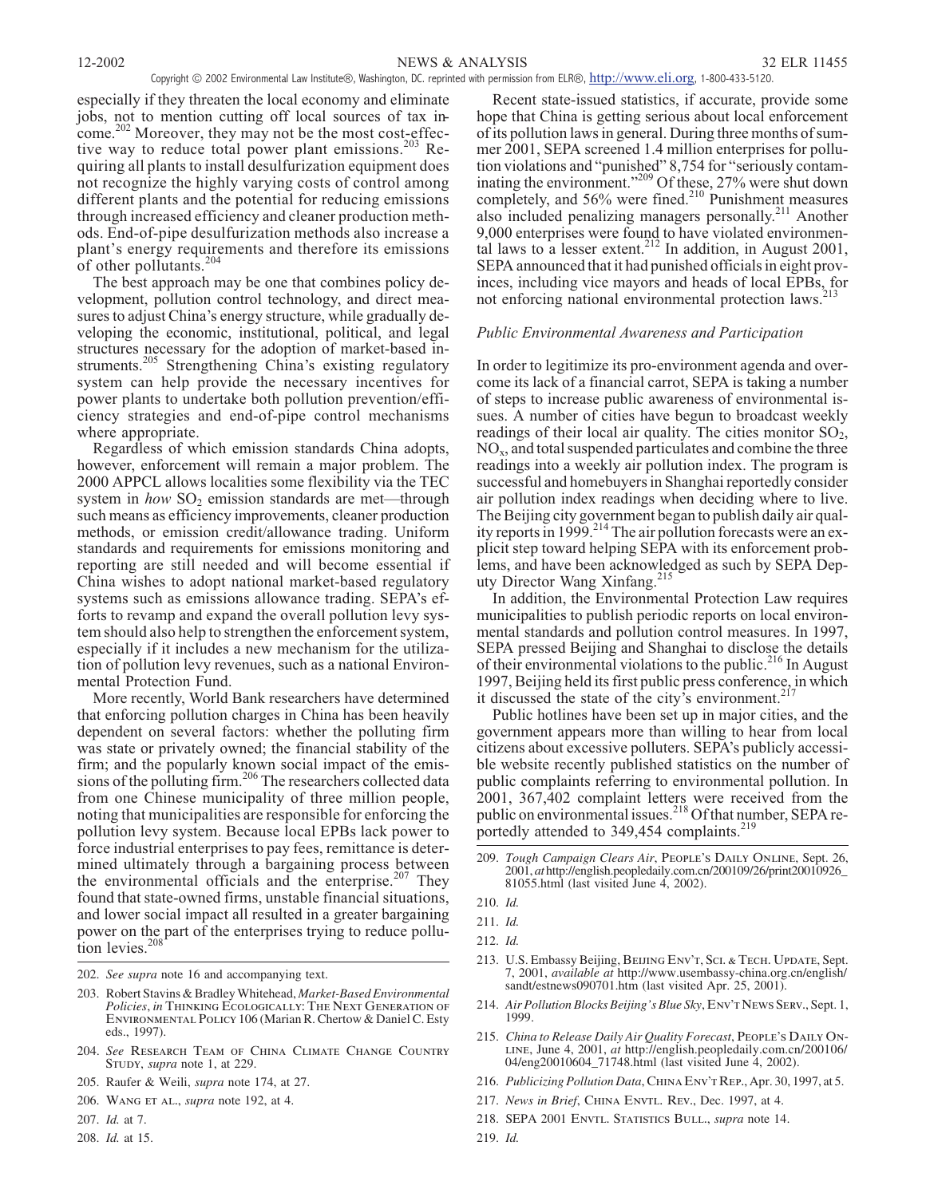especially if they threaten the local economy and eliminate jobs, not to mention cutting off local sources of tax income.[202] Moreover, they may not be the most cost-effective way to reduce total power plant emissions.[203] Requiring all plants to install desulfurization equipment does not recognize the highly varying costs of control among different plants and the potential for reducing emissions through increased efficiency and cleaner production methods. End-of-pipe desulfurization methods also increase a plant's energy requirements and therefore its emissions of other pollutants.[204]

The best approach may be one that combines policy development, pollution control technology, and direct measures to adjust China's energy structure, while gradually developing the economic, institutional, political, and legal structures necessary for the adoption of market-based instruments.[205] Strengthening China's existing regulatory system can help provide the necessary incentives for power plants to undertake both pollution prevention/efficiency strategies and end-of-pipe control mechanisms where appropriate.

Regardless of which emission standards China adopts, however, enforcement will remain a major problem. The 2000 APPCL allows localities some flexibility via the TEC system in *how* $SO_2$ emission standards are met—through such means as efficiency improvements, cleaner production methods, or emission credit/allowance trading. Uniform standards and requirements for emissions monitoring and reporting are still needed and will become essential if China wishes to adopt national market-based regulatory systems such as emissions allowance trading. SEPA's efforts to revamp and expand the overall pollution levy system should also help to strengthen the enforcement system, especially if it includes a new mechanism for the utilization of pollution levy revenues, such as a national Environmental Protection Fund.

More recently, World Bank researchers have determined that enforcing pollution charges in China has been heavily dependent on several factors: whether the polluting firm was state or privately owned; the financial stability of the firm; and the popularly known social impact of the emissions of the polluting firm.[206] The researchers collected data from one Chinese municipality of three million people, noting that municipalities are responsible for enforcing the pollution levy system. Because local EPBs lack power to force industrial enterprises to pay fees, remittance is determined ultimately through a bargaining process between the environmental officials and the enterprise.[207] They found that state-owned firms, unstable financial situations, and lower social impact all resulted in a greater bargaining power on the part of the enterprises trying to reduce pollution levies.[208]

Recent state-issued statistics, if accurate, provide some hope that China is getting serious about local enforcement of its pollution laws in general. During three months of summer 2001, SEPA screened 1.4 million enterprises for pollution violations and "punished" 8,754 for "seriously contaminating the environment."[209] Of these, 27% were shut down completely, and 56% were fined.[210] Punishment measures also included penalizing managers personally.[211] Another 9,000 enterprises were found to have violated environmental laws to a lesser extent.[212] In addition, in August 2001, SEPA announced that it had punished officials in eight provinces, including vice mayors and heads of local EPBs, for not enforcing national environmental protection laws.[213]

### *Public Environmental Awareness and Participation*

In order to legitimize its pro-environment agenda and overcome its lack of a financial carrot, SEPA is taking a number of steps to increase public awareness of environmental issues. A number of cities have begun to broadcast weekly readings of their local air quality. The cities monitor $SO_2$, $NO_x$, and total suspended particulates and combine the three readings into a weekly air pollution index. The program is successful and homebuyers in Shanghai reportedly consider air pollution index readings when deciding where to live. The Beijing city government began to publish daily air quality reports in 1999.[214] The air pollution forecasts were an explicit step toward helping SEPA with its enforcement problems, and have been acknowledged as such by SEPA Deputy Director Wang Xinfang.[215]

In addition, the Environmental Protection Law requires municipalities to publish periodic reports on local environmental standards and pollution control measures. In 1997, SEPA pressed Beijing and Shanghai to disclose the details of their environmental violations to the public.[216] In August 1997, Beijing held its first public press conference, in which it discussed the state of the city's environment.[217]

Public hotlines have been set up in major cities, and the government appears more than willing to hear from local citizens about excessive polluters. SEPA's publicly accessible website recently published statistics on the number of public complaints referring to environmental pollution. In 2001, 367,402 complaint letters were received from the public on environmental issues.[218] Of that number, SEPA reportedly attended to 349,454 complaints.[219]

---

202. *See supra* note 16 and accompanying text.

203. Robert Stavins & Bradley Whitehead, *Market-Based Environmental Policies*, *in* Thinking Ecologically: The Next Generation of Environmental Policy 106 (Marian R. Chertow & Daniel C. Esty eds., 1997).

204. *See* Research Team of China Climate Change Country Study, *supra* note 1, at 229.

205. Raufer & Weili, *supra* note 174, at 27.

206. Wang et al., *supra* note 192, at 4.

207. *Id.* at 7.

208. *Id.* at 15.

209. *Tough Campaign Clears Air*, People's Daily Online, Sept. 26, 2001, *at* http://english.peopledaily.com.cn/200109/26/print20010926_81055.html (last visited June 4, 2002).

210. *Id.*

211. *Id.*

212. *Id.*

213. U.S. Embassy Beijing, Beijing Env't, Sci. & Tech. Update, Sept. 7, 2001, *available at* http://www.usembassy-china.org.cn/english/sandt/estnews090701.htm (last visited Apr. 25, 2001).

214. *Air Pollution Blocks Beijing's Blue Sky*, Env't News Serv., Sept. 1, 1999.

215. *China to Release Daily Air Quality Forecast*, People's Daily Online, June 4, 2001, *at* http://english.peopledaily.com.cn/200106/04/eng20010604_71748.html (last visited June 4, 2002).

216. *Publicizing Pollution Data*, China Env't Rep., Apr. 30, 1997, at 5.

217. *News in Brief*, China Envtl. Rev., Dec. 1997, at 4.

218. SEPA 2001 Envtl. Statistics Bull., *supra* note 14.

219. *Id.*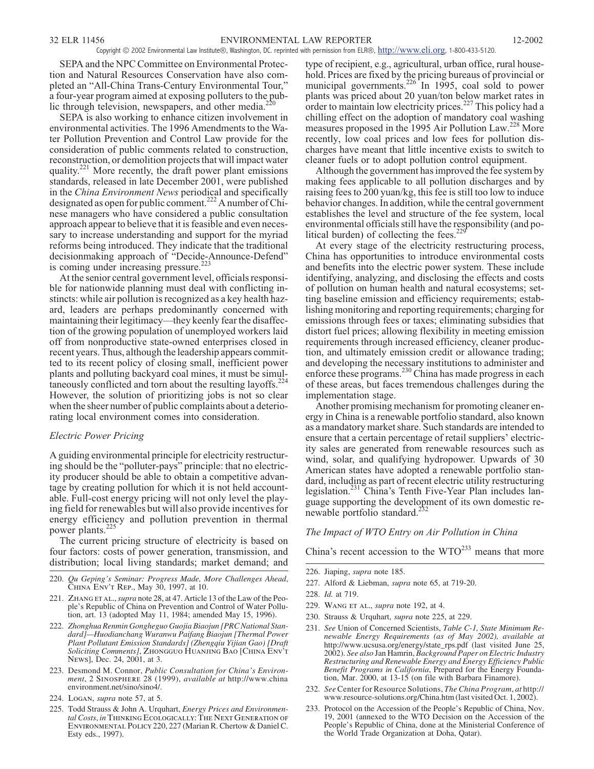SEPA and the NPC Committee on Environmental Protection and Natural Resources Conservation have also completed an "All-China Trans-Century Environmental Tour," a four-year program aimed at exposing polluters to the public through television, newspapers, and other media.[220]

SEPA is also working to enhance citizen involvement in environmental activities. The 1996 Amendments to the Water Pollution Prevention and Control Law provide for the consideration of public comments related to construction, reconstruction, or demolition projects that will impact water quality.[221] More recently, the draft power plant emissions standards, released in late December 2001, were published in the *China Environment News* periodical and specifically designated as open for public comment.[222] A number of Chinese managers who have considered a public consultation approach appear to believe that it is feasible and even necessary to increase understanding and support for the myriad reforms being introduced. They indicate that the traditional decisionmaking approach of "Decide-Announce-Defend" is coming under increasing pressure.[223]

At the senior central government level, officials responsible for nationwide planning must deal with conflicting instincts: while air pollution is recognized as a key health hazard, leaders are perhaps predominantly concerned with maintaining their legitimacy—they keenly fear the disaffection of the growing population of unemployed workers laid off from nonproductive state-owned enterprises closed in recent years. Thus, although the leadership appears committed to its recent policy of closing small, inefficient power plants and polluting backyard coal mines, it must be simultaneously conflicted and torn about the resulting layoffs.[224] However, the solution of prioritizing jobs is not so clear when the sheer number of public complaints about a deteriorating local environment comes into consideration.

### *Electric Power Pricing*

A guiding environmental principle for electricity restructuring should be the "polluter-pays" principle: that no electricity producer should be able to obtain a competitive advantage by creating pollution for which it is not held accountable. Full-cost energy pricing will not only level the playing field for renewables but will also provide incentives for energy efficiency and pollution prevention in thermal power plants.[225]

The current pricing structure of electricity is based on four factors: costs of power generation, transmission, and distribution; local living standards; market demand; and type of recipient, e.g., agricultural, urban office, rural household. Prices are fixed by the pricing bureaus of provincial or municipal governments.[226] In 1995, coal sold to power plants was priced about 20 yuan/ton below market rates in order to maintain low electricity prices.[227] This policy had a chilling effect on the adoption of mandatory coal washing measures proposed in the 1995 Air Pollution Law.[228] More recently, low coal prices and low fees for pollution discharges have meant that little incentive exists to switch to cleaner fuels or to adopt pollution control equipment.

Although the government has improved the fee system by making fees applicable to all pollution discharges and by raising fees to 200 yuan/kg, this fee is still too low to induce behavior changes. In addition, while the central government establishes the level and structure of the fee system, local environmental officials still have the responsibility (and political burden) of collecting the fees.[229]

At every stage of the electricity restructuring process, China has opportunities to introduce environmental costs and benefits into the electric power system. These include identifying, analyzing, and disclosing the effects and costs of pollution on human health and natural ecosystems; setting baseline emission and efficiency requirements; establishing monitoring and reporting requirements; charging for emissions through fees or taxes; eliminating subsidies that distort fuel prices; allowing flexibility in meeting emission requirements through increased efficiency, cleaner production, and ultimately emission credit or allowance trading; and developing the necessary institutions to administer and enforce these programs.[230] China has made progress in each of these areas, but faces tremendous challenges during the implementation stage.

Another promising mechanism for promoting cleaner energy in China is a renewable portfolio standard, also known as a mandatory market share. Such standards are intended to ensure that a certain percentage of retail suppliers' electricity sales are generated from renewable resources such as wind, solar, and qualifying hydropower. Upwards of 30 American states have adopted a renewable portfolio standard, including as part of recent electric utility restructuring legislation.[231] China's Tenth Five-Year Plan includes language supporting the development of its own domestic renewable portfolio standard.[232]

### *The Impact of WTO Entry on Air Pollution in China*

China's recent accession to the WTO[233] means that more

---

220. *Qu Geping's Seminar: Progress Made, More Challenges Ahead*, China Env't Rep., May 30, 1997, at 10.

221. Zhang et al., *supra* note 28, at 47. Article 13 of the Law of the People's Republic of China on Prevention and Control of Water Pollution, art. 13 (adopted May 11, 1984; amended May 15, 1996).

222. *Zhonghua Renmin Gongheguo Guojia Biaozhun [PRC National Standard]—Huodianchang Wuranwu Paifang Biaojun [Thermal Power Plant Pollutant Emission Standards] (Zhengqiu Yijian Gao) [Draft Soliciting Comments]*, Zhongguo Huanjing Bao [China Env't News], Dec. 24, 2001, at 3.

223. Desmond M. Connor, *Public Consultation for China's Environment*, 2 Sinosphere 28 (1999), *available at* http://www.chinaenvironment.net/sino/sino4/.

224. Logan, *supra* note 57, at 5.

225. Todd Strauss & John A. Urquhart, *Energy Prices and Environmental Costs*, *in* Thinking Ecologically: The Next Generation of Environmental Policy 220, 227 (Marian R. Chertow & Daniel C. Esty eds., 1997).

226. Jiaping, *supra* note 185.

227. Alford & Liebman, *supra* note 65, at 719-20.

228. *Id.* at 719.

229. Wang et al., *supra* note 192, at 4.

230. Strauss & Urquhart, *supra* note 225, at 229.

231. *See* Union of Concerned Scientists, *Table C-1, State Minimum Renewable Energy Requirements (as of May 2002), available at* http://www.ucsusa.org/energy/state_rps.pdf (last visited June 25, 2002). *See also* Jan Hamrin, *Background Paper on Electric Industry Restructuring and Renewable Energy and Energy Efficiency Public Benefit Programs in California*, Prepared for the Energy Foundation, Mar. 2000, at 13-15 (on file with Barbara Finamore).

232. *See* Center for Resource Solutions, *The China Program*, *at* http://www.resource-solutions.org/China.htm (last visited Oct. 1, 2002).

233. Protocol on the Accession of the People's Republic of China, Nov. 19, 2001 (annexed to the WTO Decision on the Accession of the People's Republic of China, done at the Ministerial Conference of the World Trade Organization at Doha, Qatar).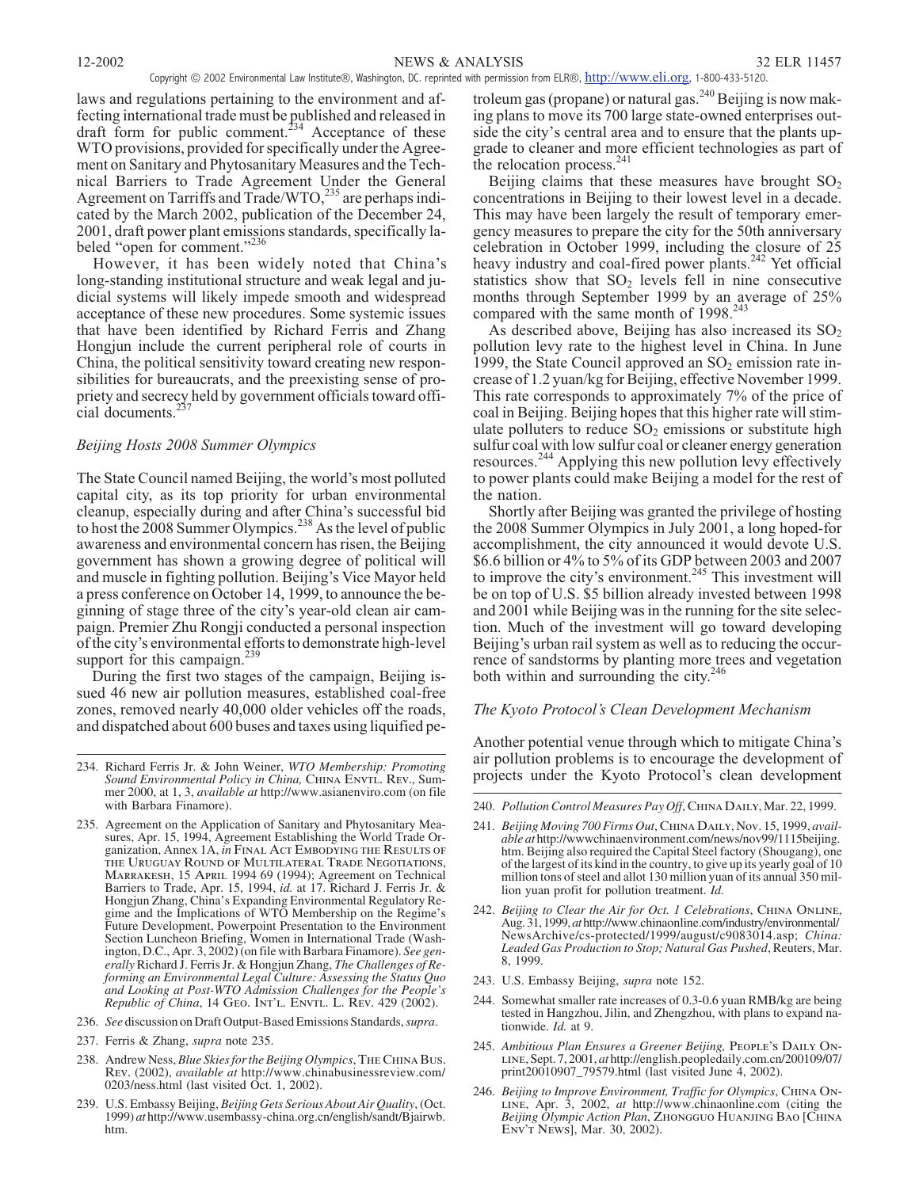laws and regulations pertaining to the environment and affecting international trade must be published and released in draft form for public comment.[234] Acceptance of these WTO provisions, provided for specifically under the Agreement on Sanitary and Phytosanitary Measures and the Technical Barriers to Trade Agreement Under the General Agreement on Tarriffs and Trade/WTO,[235] are perhaps indicated by the March 2002, publication of the December 24, 2001, draft power plant emissions standards, specifically labeled "open for comment."[236]

However, it has been widely noted that China's long-standing institutional structure and weak legal and judicial systems will likely impede smooth and widespread acceptance of these new procedures. Some systemic issues that have been identified by Richard Ferris and Zhang Hongjun include the current peripheral role of courts in China, the political sensitivity toward creating new responsibilities for bureaucrats, and the preexisting sense of propriety and secrecy held by government officials toward official documents.[237]

### *Beijing Hosts 2008 Summer Olympics*

The State Council named Beijing, the world's most polluted capital city, as its top priority for urban environmental cleanup, especially during and after China's successful bid to host the 2008 Summer Olympics.[238] As the level of public awareness and environmental concern has risen, the Beijing government has shown a growing degree of political will and muscle in fighting pollution. Beijing's Vice Mayor held a press conference on October 14, 1999, to announce the beginning of stage three of the city's year-old clean air campaign. Premier Zhu Rongji conducted a personal inspection of the city's environmental efforts to demonstrate high-level support for this campaign.[239]

During the first two stages of the campaign, Beijing issued 46 new air pollution measures, established coal-free zones, removed nearly 40,000 older vehicles off the roads, and dispatched about 600 buses and taxes using liquified petroleum gas (propane) or natural gas.[240] Beijing is now making plans to move its 700 large state-owned enterprises outside the city's central area and to ensure that the plants upgrade to cleaner and more efficient technologies as part of the relocation process.[241]

Beijing claims that these measures have brought $SO_2$ concentrations in Beijing to their lowest level in a decade. This may have been largely the result of temporary emergency measures to prepare the city for the 50th anniversary celebration in October 1999, including the closure of 25 heavy industry and coal-fired power plants.[242] Yet official statistics show that $SO_2$ levels fell in nine consecutive months through September 1999 by an average of 25% compared with the same month of 1998.[243]

As described above, Beijing has also increased its $SO_2$ pollution levy rate to the highest level in China. In June 1999, the State Council approved an $SO_2$ emission rate increase of 1.2 yuan/kg for Beijing, effective November 1999. This rate corresponds to approximately 7% of the price of coal in Beijing. Beijing hopes that this higher rate will stimulate polluters to reduce $SO_2$ emissions or substitute high sulfur coal with low sulfur coal or cleaner energy generation resources.[244] Applying this new pollution levy effectively to power plants could make Beijing a model for the rest of the nation.

Shortly after Beijing was granted the privilege of hosting the 2008 Summer Olympics in July 2001, a long hoped-for accomplishment, the city announced it would devote U.S. \$6.6 billion or 4% to 5% of its GDP between 2003 and 2007 to improve the city's environment.[245] This investment will be on top of U.S. \$5 billion already invested between 1998 and 2001 while Beijing was in the running for the site selection. Much of the investment will go toward developing Beijing's urban rail system as well as to reducing the occurrence of sandstorms by planting more trees and vegetation both within and surrounding the city.[246]

### *The Kyoto Protocol's Clean Development Mechanism*

Another potential venue through which to mitigate China's air pollution problems is to encourage the development of projects under the Kyoto Protocol's clean development

---

234. Richard Ferris Jr. & John Weiner, *WTO Membership: Promoting Sound Environmental Policy in China,* China Envtl. Rev., Summer 2000, at 1, 3, *available at* http://www.asianenviro.com (on file with Barbara Finamore).

235. Agreement on the Application of Sanitary and Phytosanitary Measures, Apr. 15, 1994, Agreement Establishing the World Trade Organization, Annex 1A, *in* Final Act Embodying the Results of the Uruguay Round of Multilateral Trade Negotiations, Marrakesh, 15 April 1994 69 (1994); Agreement on Technical Barriers to Trade, Apr. 15, 1994, *id.* at 17. Richard J. Ferris Jr. & Hongjun Zhang, China's Expanding Environmental Regulatory Regime and the Implications of WTO Membership on the Regime's Future Development, Powerpoint Presentation to the Environment Section Luncheon Briefing, Women in International Trade (Washington, D.C., Apr. 3, 2002) (on file with Barbara Finamore). *See generally* Richard J. Ferris Jr. & Hongjun Zhang, *The Challenges of Reforming an Environmental Legal Culture: Assessing the Status Quo and Looking at Post-WTO Admission Challenges for the People's Republic of China*, 14 Geo. Int'l. Envtl. L. Rev. 429 (2002).

236. *See* discussion on Draft Output-Based Emissions Standards, *supra*.

237. Ferris & Zhang, *supra* note 235.

238. Andrew Ness, *Blue Skies for the Beijing Olympics*, The China Bus. Rev. (2002), *available at* http://www.chinabusinessreview.com/0203/ness.html (last visited Oct. 1, 2002).

239. U.S. Embassy Beijing, *Beijing Gets Serious About Air Quality*, (Oct. 1999) *at* http://www.usembassy-china.org.cn/english/sandt/Bjairwb.htm.

240. *Pollution Control Measures Pay Off*, China Daily, Mar. 22, 1999.

241. *Beijing Moving 700 Firms Out*, China Daily, Nov. 15, 1999, *available at* http://wwwchinaenvironment.com/news/nov99/1115beijing.htm. Beijing also required the Capital Steel factory (Shougang), one of the largest of its kind in the country, to give up its yearly goal of 10 million tons of steel and allot 130 million yuan of its annual 350 million yuan profit for pollution treatment. *Id.*

242. *Beijing to Clear the Air for Oct. 1 Celebrations*, China Online, Aug. 31, 1999, *at* http://www.chinaonline.com/industry/environmental/NewsArchive/cs-protected/1999/august/c9083014.asp; *China: Leaded Gas Production to Stop; Natural Gas Pushed*, Reuters, Mar. 8, 1999.

243. U.S. Embassy Beijing, *supra* note 152.

244. Somewhat smaller rate increases of 0.3-0.6 yuan RMB/kg are being tested in Hangzhou, Jilin, and Zhengzhou, with plans to expand nationwide. *Id.* at 9.

245. *Ambitious Plan Ensures a Greener Beijing,* People's Daily Online, Sept. 7, 2001, *at* http://english.peopledaily.com.cn/200109/07/print20010907_79579.html (last visited June 4, 2002).

246. *Beijing to Improve Environment, Traffic for Olympics*, China Online, Apr. 3, 2002, *at* http://www.chinaonline.com (citing the *Beijing Olympic Action Plan*, Zhongguo Huanjing Bao [China Env't News], Mar. 30, 2002).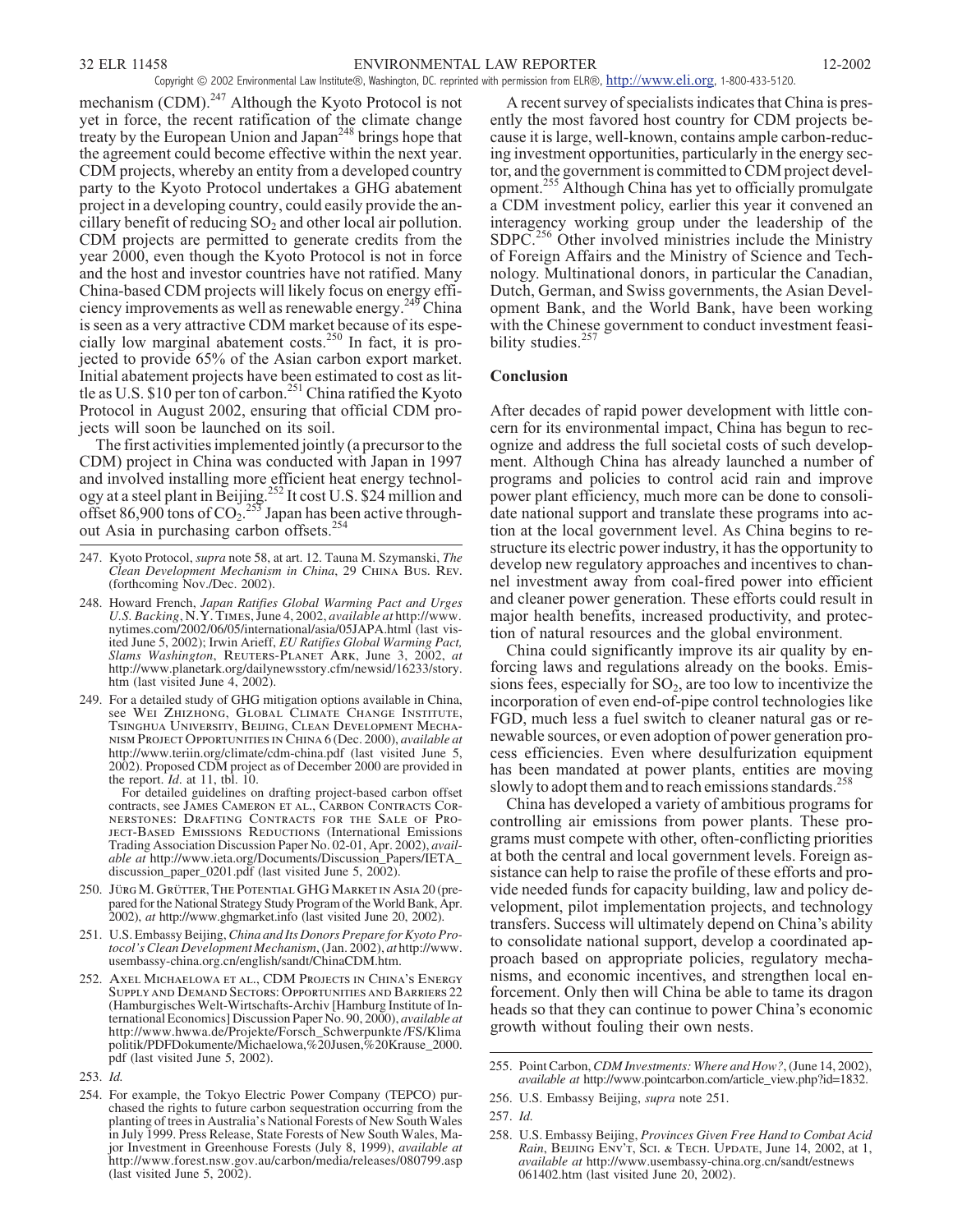mechanism (CDM).[247] Although the Kyoto Protocol is not yet in force, the recent ratification of the climate change treaty by the European Union and Japan[248] brings hope that the agreement could become effective within the next year. CDM projects, whereby an entity from a developed country party to the Kyoto Protocol undertakes a GHG abatement project in a developing country, could easily provide the ancillary benefit of reducing $SO_2$ and other local air pollution. CDM projects are permitted to generate credits from the year 2000, even though the Kyoto Protocol is not in force and the host and investor countries have not ratified. Many China-based CDM projects will likely focus on energy efficiency improvements as well as renewable energy.[249] China is seen as a very attractive CDM market because of its especially low marginal abatement costs.[250] In fact, it is projected to provide 65% of the Asian carbon export market. Initial abatement projects have been estimated to cost as little as U.S. $10 per ton of carbon.[251] China ratified the Kyoto Protocol in August 2002, ensuring that official CDM projects will soon be launched on its soil.

The first activities implemented jointly (a precursor to the CDM) project in China was conducted with Japan in 1997 and involved installing more efficient heat energy technology at a steel plant in Beijing.[252] It cost U.S. $24 million and offset 86,900 tons of $CO_2$.[253] Japan has been active throughout Asia in purchasing carbon offsets.[254]

A recent survey of specialists indicates that China is presently the most favored host country for CDM projects because it is large, well-known, contains ample carbon-reducing investment opportunities, particularly in the energy sector, and the government is committed to CDM project development.[255] Although China has yet to officially promulgate a CDM investment policy, earlier this year it convened an interagency working group under the leadership of the SDPC.[256] Other involved ministries include the Ministry of Foreign Affairs and the Ministry of Science and Technology. Multinational donors, in particular the Canadian, Dutch, German, and Swiss governments, the Asian Development Bank, and the World Bank, have been working with the Chinese government to conduct investment feasibility studies.[257]

## Conclusion

After decades of rapid power development with little concern for its environmental impact, China has begun to recognize and address the full societal costs of such development. Although China has already launched a number of programs and policies to control acid rain and improve power plant efficiency, much more can be done to consolidate national support and translate these programs into action at the local government level. As China begins to restructure its electric power industry, it has the opportunity to develop new regulatory approaches and incentives to channel investment away from coal-fired power into efficient and cleaner power generation. These efforts could result in major health benefits, increased productivity, and protection of natural resources and the global environment.

China could significantly improve its air quality by enforcing laws and regulations already on the books. Emissions fees, especially for $SO_2$, are too low to incentivize the incorporation of even end-of-pipe control technologies like FGD, much less a fuel switch to cleaner natural gas or renewable sources, or even adoption of power generation process efficiencies. Even where desulfurization equipment has been mandated at power plants, entities are moving slowly to adopt them and to reach emissions standards.[258]

China has developed a variety of ambitious programs for controlling air emissions from power plants. These programs must compete with other, often-conflicting priorities at both the central and local government levels. Foreign assistance can help to raise the profile of these efforts and provide needed funds for capacity building, law and policy development, pilot implementation projects, and technology transfers. Success will ultimately depend on China's ability to consolidate national support, develop a coordinated approach based on appropriate policies, regulatory mechanisms, and economic incentives, and strengthen local enforcement. Only then will China be able to tame its dragon heads so that they can continue to power China's economic growth without fouling their own nests.

---

247. Kyoto Protocol, *supra* note 58, at art. 12. Tauna M. Szymanski, *The Clean Development Mechanism in China*, 29 China Bus. Rev. (forthcoming Nov./Dec. 2002).

248. Howard French, *Japan Ratifies Global Warming Pact and Urges U.S. Backing*, N.Y. Times, June 4, 2002, *available at* http://www.nytimes.com/2002/06/05/international/asia/05JAPA.html (last visited June 5, 2002); Irwin Arieff, *EU Ratifies Global Warming Pact, Slams Washington*, Reuters-Planet Ark, June 3, 2002, *at* http://www.planetark.org/dailynewsstory.cfm/newsid/16233/story.htm (last visited June 4, 2002).

249. For a detailed study of GHG mitigation options available in China, see Wei Zhizhong, Global Climate Change Institute, Tsinghua University, Beijing, Clean Development Mechanism Project Opportunities in China 6 (Dec. 2000), *available at* http://www.teriin.org/climate/cdm-china.pdf (last visited June 5, 2002). Proposed CDM project as of December 2000 are provided in the report. *Id*. at 11, tbl. 10.

For detailed guidelines on drafting project-based carbon offset contracts, see James Cameron et al., Carbon Contracts Cornerstones: Drafting Contracts for the Sale of Project-Based Emissions Reductions (International Emissions Trading Association Discussion Paper No. 02-01, Apr. 2002), *available at* http://www.ieta.org/Documents/Discussion_Papers/IETA_discussion_paper_0201.pdf (last visited June 5, 2002).

250. Jürg M. Grütter, The Potential GHG Market in Asia 20 (prepared for the National Strategy Study Program of the World Bank, Apr. 2002), *at* http://www.ghgmarket.info (last visited June 20, 2002).

251. U.S. Embassy Beijing, *China and Its Donors Prepare for Kyoto Protocol's Clean Development Mechanism*, (Jan. 2002), *at* http://www.usembassy-china.org.cn/english/sandt/ChinaCDM.htm.

252. Axel Michaelowa et al., CDM Projects in China's Energy Supply and Demand Sectors: Opportunities and Barriers 22 (Hamburgisches Welt-Wirtschafts-Archiv [Hamburg Institute of International Economics] Discussion Paper No. 90, 2000), *available at* http://www.hwwa.de/Projekte/Forsch_Schwerpunkte /FS/Klima politik/PDFDokumente/Michaelowa,%20Jusen,%20Krause_2000.pdf (last visited June 5, 2002).

253. *Id.*

254. For example, the Tokyo Electric Power Company (TEPCO) purchased the rights to future carbon sequestration occurring from the planting of trees in Australia's National Forests of New South Wales in July 1999. Press Release, State Forests of New South Wales, Major Investment in Greenhouse Forests (July 8, 1999), *available at* http://www.forest.nsw.gov.au/carbon/media/releases/080799.asp (last visited June 5, 2002).

255. Point Carbon, *CDM Investments: Where and How?*, (June 14, 2002), *available at* http://www.pointcarbon.com/article_view.php?id=1832.

256. U.S. Embassy Beijing, *supra* note 251.

257. *Id.*

258. U.S. Embassy Beijing, *Provinces Given Free Hand to Combat Acid Rain*, Beijing Env't, Sci. & Tech. Update, June 14, 2002, at 1, *available at* http://www.usembassy-china.org.cn/sandt/estnews 061402.htm (last visited June 20, 2002).